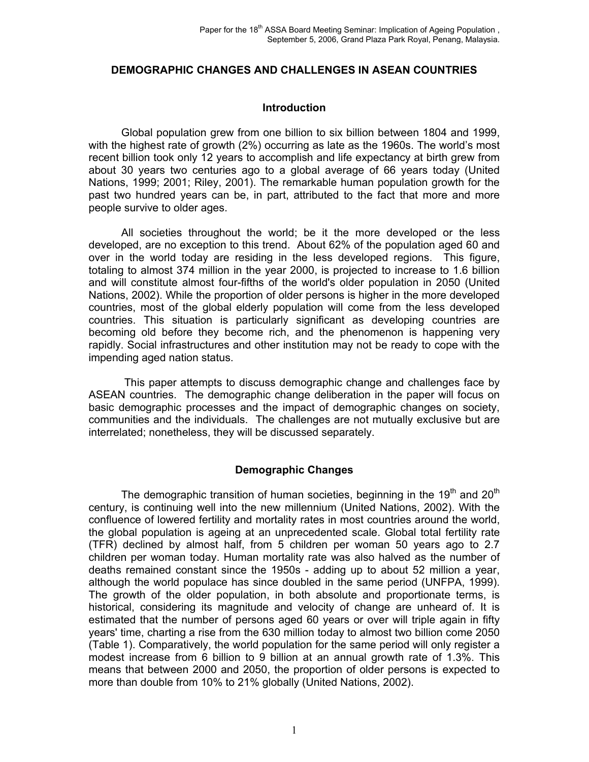# DEMOGRAPHIC CHANGES AND CHALLENGES IN ASEAN COUNTRIES

## Introduction

Global population grew from one billion to six billion between 1804 and 1999, with the highest rate of growth (2%) occurring as late as the 1960s. The world's most recent billion took only 12 years to accomplish and life expectancy at birth grew from about 30 years two centuries ago to a global average of 66 years today (United Nations, 1999; 2001; Riley, 2001). The remarkable human population growth for the past two hundred years can be, in part, attributed to the fact that more and more people survive to older ages.

All societies throughout the world; be it the more developed or the less developed, are no exception to this trend. About 62% of the population aged 60 and over in the world today are residing in the less developed regions. This figure, totaling to almost 374 million in the year 2000, is projected to increase to 1.6 billion and will constitute almost four-fifths of the world's older population in 2050 (United Nations, 2002). While the proportion of older persons is higher in the more developed countries, most of the global elderly population will come from the less developed countries. This situation is particularly significant as developing countries are becoming old before they become rich, and the phenomenon is happening very rapidly. Social infrastructures and other institution may not be ready to cope with the impending aged nation status.

This paper attempts to discuss demographic change and challenges face by ASEAN countries. The demographic change deliberation in the paper will focus on basic demographic processes and the impact of demographic changes on society, communities and the individuals. The challenges are not mutually exclusive but are interrelated; nonetheless, they will be discussed separately.

## Demographic Changes

The demographic transition of human societies, beginning in the 19th and 20th century, is continuing well into the new millennium (United Nations, 2002). With the confluence of lowered fertility and mortality rates in most countries around the world, the global population is ageing at an unprecedented scale. Global total fertility rate (TFR) declined by almost half, from 5 children per woman 50 years ago to 2.7 children per woman today. Human mortality rate was also halved as the number of deaths remained constant since the 1950s - adding up to about 52 million a year, although the world populace has since doubled in the same period (UNFPA, 1999). The growth of the older population, in both absolute and proportionate terms, is historical, considering its magnitude and velocity of change are unheard of. It is estimated that the number of persons aged 60 years or over will triple again in fifty years' time, charting a rise from the 630 million today to almost two billion come 2050 (Table 1). Comparatively, the world population for the same period will only register a modest increase from 6 billion to 9 billion at an annual growth rate of 1.3%. This means that between 2000 and 2050, the proportion of older persons is expected to more than double from 10% to 21% globally (United Nations, 2002).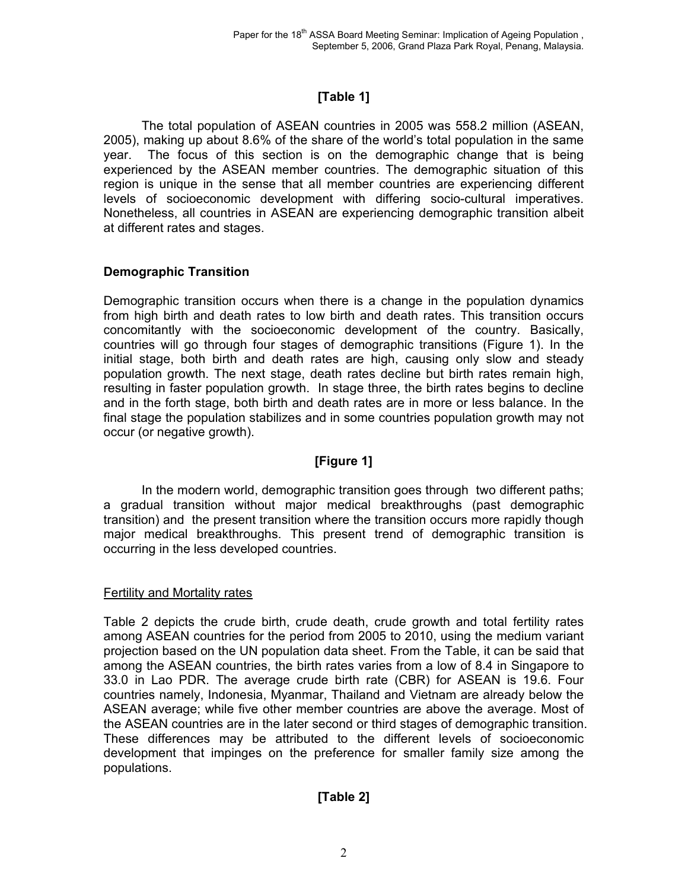**[Table 1]**

The total population of ASEAN countries in 2005 was 558.2 million (ASEAN, 2005), making up about 8.6% of the share of the world's total population in the same year. The focus of this section is on the demographic change that is being experienced by the ASEAN member countries. The demographic situation of this region is unique in the sense that all member countries are experiencing different levels of socioeconomic development with differing socio-cultural imperatives. Nonetheless, all countries in ASEAN are experiencing demographic transition albeit at different rates and stages.

### Demographic Transition

Demographic transition occurs when there is a change in the population dynamics from high birth and death rates to low birth and death rates. This transition occurs concomitantly with the socioeconomic development of the country. Basically, countries will go through four stages of demographic transitions (Figure 1). In the initial stage, both birth and death rates are high, causing only slow and steady population growth. The next stage, death rates decline but birth rates remain high, resulting in faster population growth. In stage three, the birth rates begins to decline and in the forth stage, both birth and death rates are in more or less balance. In the final stage the population stabilizes and in some countries population growth may not occur (or negative growth).

**[Figure 1]**

In the modern world, demographic transition goes through two different paths; a gradual transition without major medical breakthroughs (past demographic transition) and the present transition where the transition occurs more rapidly though major medical breakthroughs. This present trend of demographic transition is occurring in the less developed countries.

#### Fertility and Mortality rates

Table 2 depicts the crude birth, crude death, crude growth and total fertility rates among ASEAN countries for the period from 2005 to 2010, using the medium variant projection based on the UN population data sheet. From the Table, it can be said that among the ASEAN countries, the birth rates varies from a low of 8.4 in Singapore to 33.0 in Lao PDR. The average crude birth rate (CBR) for ASEAN is 19.6. Four countries namely, Indonesia, Myanmar, Thailand and Vietnam are already below the ASEAN average; while five other member countries are above the average. Most of the ASEAN countries are in the later second or third stages of demographic transition. These differences may be attributed to the different levels of socioeconomic development that impinges on the preference for smaller family size among the populations.

**[Table 2]**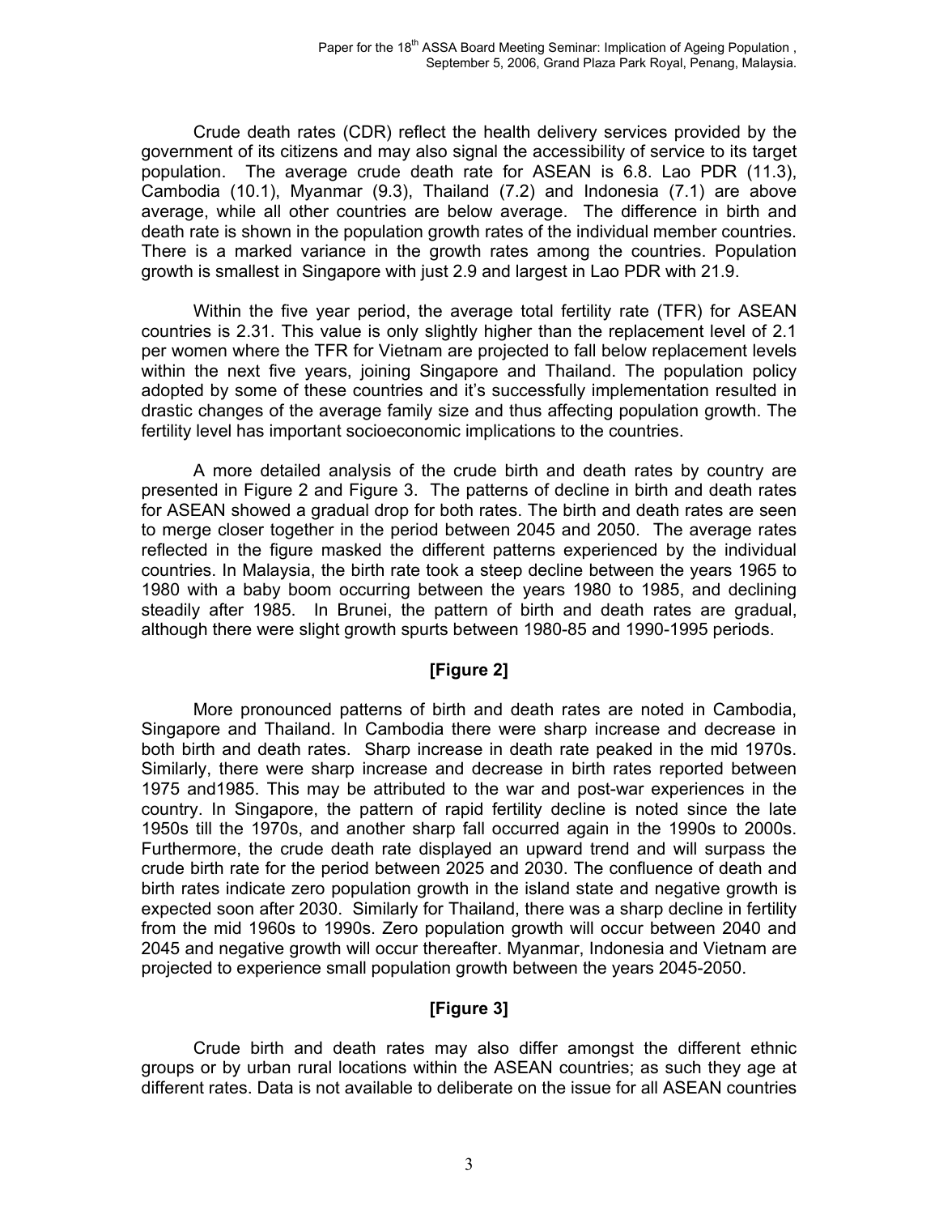Crude death rates (CDR) reflect the health delivery services provided by the government of its citizens and may also signal the accessibility of service to its target population. The average crude death rate for ASEAN is 6.8. Lao PDR (11.3), Cambodia (10.1), Myanmar (9.3), Thailand (7.2) and Indonesia (7.1) are above average, while all other countries are below average. The difference in birth and death rate is shown in the population growth rates of the individual member countries. There is a marked variance in the growth rates among the countries. Population growth is smallest in Singapore with just 2.9 and largest in Lao PDR with 21.9.

Within the five year period, the average total fertility rate (TFR) for ASEAN countries is 2.31. This value is only slightly higher than the replacement level of 2.1 per women where the TFR for Vietnam are projected to fall below replacement levels within the next five years, joining Singapore and Thailand. The population policy adopted by some of these countries and it's successfully implementation resulted in drastic changes of the average family size and thus affecting population growth. The fertility level has important socioeconomic implications to the countries.

A more detailed analysis of the crude birth and death rates by country are presented in Figure 2 and Figure 3. The patterns of decline in birth and death rates for ASEAN showed a gradual drop for both rates. The birth and death rates are seen to merge closer together in the period between 2045 and 2050. The average rates reflected in the figure masked the different patterns experienced by the individual countries. In Malaysia, the birth rate took a steep decline between the years 1965 to 1980 with a baby boom occurring between the years 1980 to 1985, and declining steadily after 1985. In Brunei, the pattern of birth and death rates are gradual, although there were slight growth spurts between 1980-85 and 1990-1995 periods.

**[Figure 2]**

More pronounced patterns of birth and death rates are noted in Cambodia, Singapore and Thailand. In Cambodia there were sharp increase and decrease in both birth and death rates. Sharp increase in death rate peaked in the mid 1970s. Similarly, there were sharp increase and decrease in birth rates reported between 1975 and1985. This may be attributed to the war and post-war experiences in the country. In Singapore, the pattern of rapid fertility decline is noted since the late 1950s till the 1970s, and another sharp fall occurred again in the 1990s to 2000s. Furthermore, the crude death rate displayed an upward trend and will surpass the crude birth rate for the period between 2025 and 2030. The confluence of death and birth rates indicate zero population growth in the island state and negative growth is expected soon after 2030. Similarly for Thailand, there was a sharp decline in fertility from the mid 1960s to 1990s. Zero population growth will occur between 2040 and 2045 and negative growth will occur thereafter. Myanmar, Indonesia and Vietnam are projected to experience small population growth between the years 2045-2050.

**[Figure 3]**

Crude birth and death rates may also differ amongst the different ethnic groups or by urban rural locations within the ASEAN countries; as such they age at different rates. Data is not available to deliberate on the issue for all ASEAN countries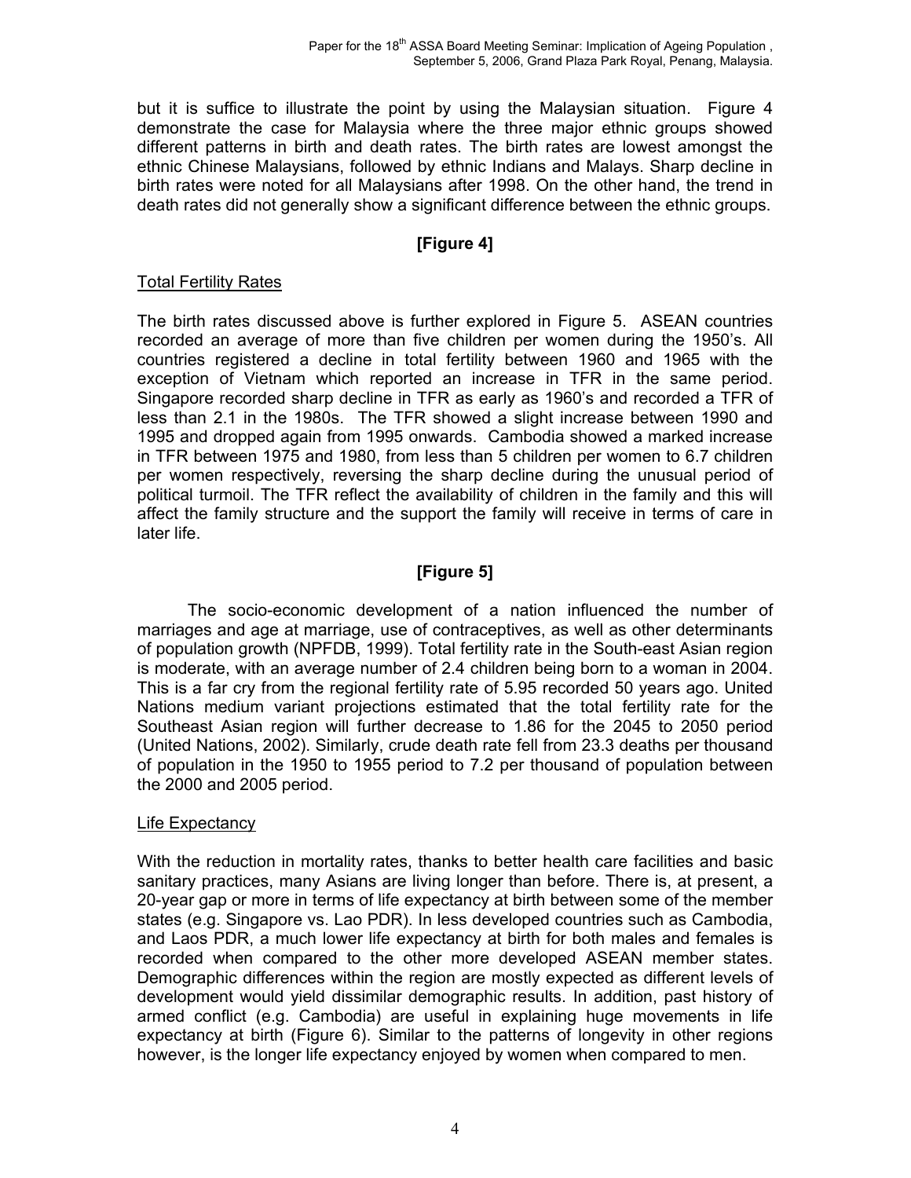but it is suffice to illustrate the point by using the Malaysian situation. Figure 4 demonstrate the case for Malaysia where the three major ethnic groups showed different patterns in birth and death rates. The birth rates are lowest amongst the ethnic Chinese Malaysians, followed by ethnic Indians and Malays. Sharp decline in birth rates were noted for all Malaysians after 1998. On the other hand, the trend in death rates did not generally show a significant difference between the ethnic groups.

**[Figure 4]**

<u>Total Fertility Rates</u>

The birth rates discussed above is further explored in Figure 5. ASEAN countries recorded an average of more than five children per women during the 1950's. All countries registered a decline in total fertility between 1960 and 1965 with the exception of Vietnam which reported an increase in TFR in the same period. Singapore recorded sharp decline in TFR as early as 1960's and recorded a TFR of less than 2.1 in the 1980s. The TFR showed a slight increase between 1990 and 1995 and dropped again from 1995 onwards. Cambodia showed a marked increase in TFR between 1975 and 1980, from less than 5 children per women to 6.7 children per women respectively, reversing the sharp decline during the unusual period of political turmoil. The TFR reflect the availability of children in the family and this will affect the family structure and the support the family will receive in terms of care in later life.

**[Figure 5]**

The socio-economic development of a nation influenced the number of marriages and age at marriage, use of contraceptives, as well as other determinants of population growth (NPFDB, 1999). Total fertility rate in the South-east Asian region is moderate, with an average number of 2.4 children being born to a woman in 2004. This is a far cry from the regional fertility rate of 5.95 recorded 50 years ago. United Nations medium variant projections estimated that the total fertility rate for the Southeast Asian region will further decrease to 1.86 for the 2045 to 2050 period (United Nations, 2002). Similarly, crude death rate fell from 23.3 deaths per thousand of population in the 1950 to 1955 period to 7.2 per thousand of population between the 2000 and 2005 period.

<u>Life Expectancy</u>

With the reduction in mortality rates, thanks to better health care facilities and basic sanitary practices, many Asians are living longer than before. There is, at present, a 20-year gap or more in terms of life expectancy at birth between some of the member states (e.g. Singapore vs. Lao PDR). In less developed countries such as Cambodia, and Laos PDR, a much lower life expectancy at birth for both males and females is recorded when compared to the other more developed ASEAN member states. Demographic differences within the region are mostly expected as different levels of development would yield dissimilar demographic results. In addition, past history of armed conflict (e.g. Cambodia) are useful in explaining huge movements in life expectancy at birth (Figure 6). Similar to the patterns of longevity in other regions however, is the longer life expectancy enjoyed by women when compared to men.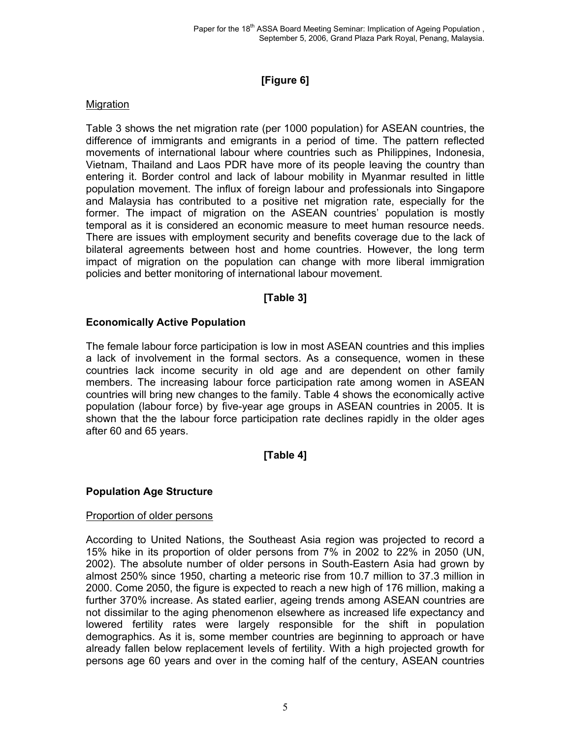**[Figure 6]**

Migration

Table 3 shows the net migration rate (per 1000 population) for ASEAN countries, the difference of immigrants and emigrants in a period of time. The pattern reflected movements of international labour where countries such as Philippines, Indonesia, Vietnam, Thailand and Laos PDR have more of its people leaving the country than entering it. Border control and lack of labour mobility in Myanmar resulted in little population movement. The influx of foreign labour and professionals into Singapore and Malaysia has contributed to a positive net migration rate, especially for the former. The impact of migration on the ASEAN countries' population is mostly temporal as it is considered an economic measure to meet human resource needs. There are issues with employment security and benefits coverage due to the lack of bilateral agreements between host and home countries. However, the long term impact of migration on the population can change with more liberal immigration policies and better monitoring of international labour movement.

**[Table 3]**

## Economically Active Population

The female labour force participation is low in most ASEAN countries and this implies a lack of involvement in the formal sectors. As a consequence, women in these countries lack income security in old age and are dependent on other family members. The increasing labour force participation rate among women in ASEAN countries will bring new changes to the family. Table 4 shows the economically active population (labour force) by five-year age groups in ASEAN countries in 2005. It is shown that the the labour force participation rate declines rapidly in the older ages after 60 and 65 years.

**[Table 4]**

## Population Age Structure

Proportion of older persons

According to United Nations, the Southeast Asia region was projected to record a 15% hike in its proportion of older persons from 7% in 2002 to 22% in 2050 (UN, 2002). The absolute number of older persons in South-Eastern Asia had grown by almost 250% since 1950, charting a meteoric rise from 10.7 million to 37.3 million in 2000. Come 2050, the figure is expected to reach a new high of 176 million, making a further 370% increase. As stated earlier, ageing trends among ASEAN countries are not dissimilar to the aging phenomenon elsewhere as increased life expectancy and lowered fertility rates were largely responsible for the shift in population demographics. As it is, some member countries are beginning to approach or have already fallen below replacement levels of fertility. With a high projected growth for persons age 60 years and over in the coming half of the century, ASEAN countries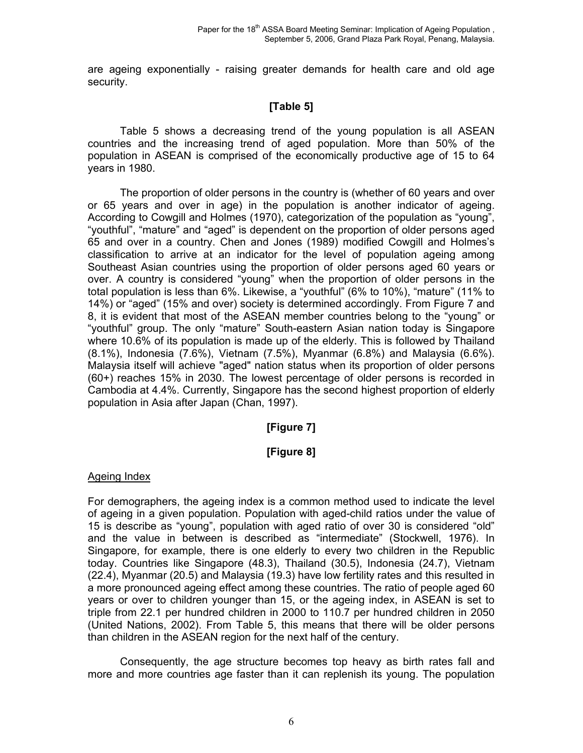are ageing exponentially - raising greater demands for health care and old age security.

**[Table 5]**

Table 5 shows a decreasing trend of the young population is all ASEAN countries and the increasing trend of aged population. More than 50% of the population in ASEAN is comprised of the economically productive age of 15 to 64 years in 1980.

The proportion of older persons in the country is (whether of 60 years and over or 65 years and over in age) in the population is another indicator of ageing. According to Cowgill and Holmes (1970), categorization of the population as "young", "youthful", "mature" and "aged" is dependent on the proportion of older persons aged 65 and over in a country. Chen and Jones (1989) modified Cowgill and Holmes's classification to arrive at an indicator for the level of population ageing among Southeast Asian countries using the proportion of older persons aged 60 years or over. A country is considered "young" when the proportion of older persons in the total population is less than 6%. Likewise, a "youthful" (6% to 10%), "mature" (11% to 14%) or "aged" (15% and over) society is determined accordingly. From Figure 7 and 8, it is evident that most of the ASEAN member countries belong to the "young" or "youthful" group. The only "mature" South-eastern Asian nation today is Singapore where 10.6% of its population is made up of the elderly. This is followed by Thailand (8.1%), Indonesia (7.6%), Vietnam (7.5%), Myanmar (6.8%) and Malaysia (6.6%). Malaysia itself will achieve "aged" nation status when its proportion of older persons (60+) reaches 15% in 2030. The lowest percentage of older persons is recorded in Cambodia at 4.4%. Currently, Singapore has the second highest proportion of elderly population in Asia after Japan (Chan, 1997).

**[Figure 7]**

**[Figure 8]**

Ageing Index

For demographers, the ageing index is a common method used to indicate the level of ageing in a given population. Population with aged-child ratios under the value of 15 is describe as "young", population with aged ratio of over 30 is considered "old" and the value in between is described as "intermediate" (Stockwell, 1976). In Singapore, for example, there is one elderly to every two children in the Republic today. Countries like Singapore (48.3), Thailand (30.5), Indonesia (24.7), Vietnam (22.4), Myanmar (20.5) and Malaysia (19.3) have low fertility rates and this resulted in a more pronounced ageing effect among these countries. The ratio of people aged 60 years or over to children younger than 15, or the ageing index, in ASEAN is set to triple from 22.1 per hundred children in 2000 to 110.7 per hundred children in 2050 (United Nations, 2002). From Table 5, this means that there will be older persons than children in the ASEAN region for the next half of the century.

Consequently, the age structure becomes top heavy as birth rates fall and more and more countries age faster than it can replenish its young. The population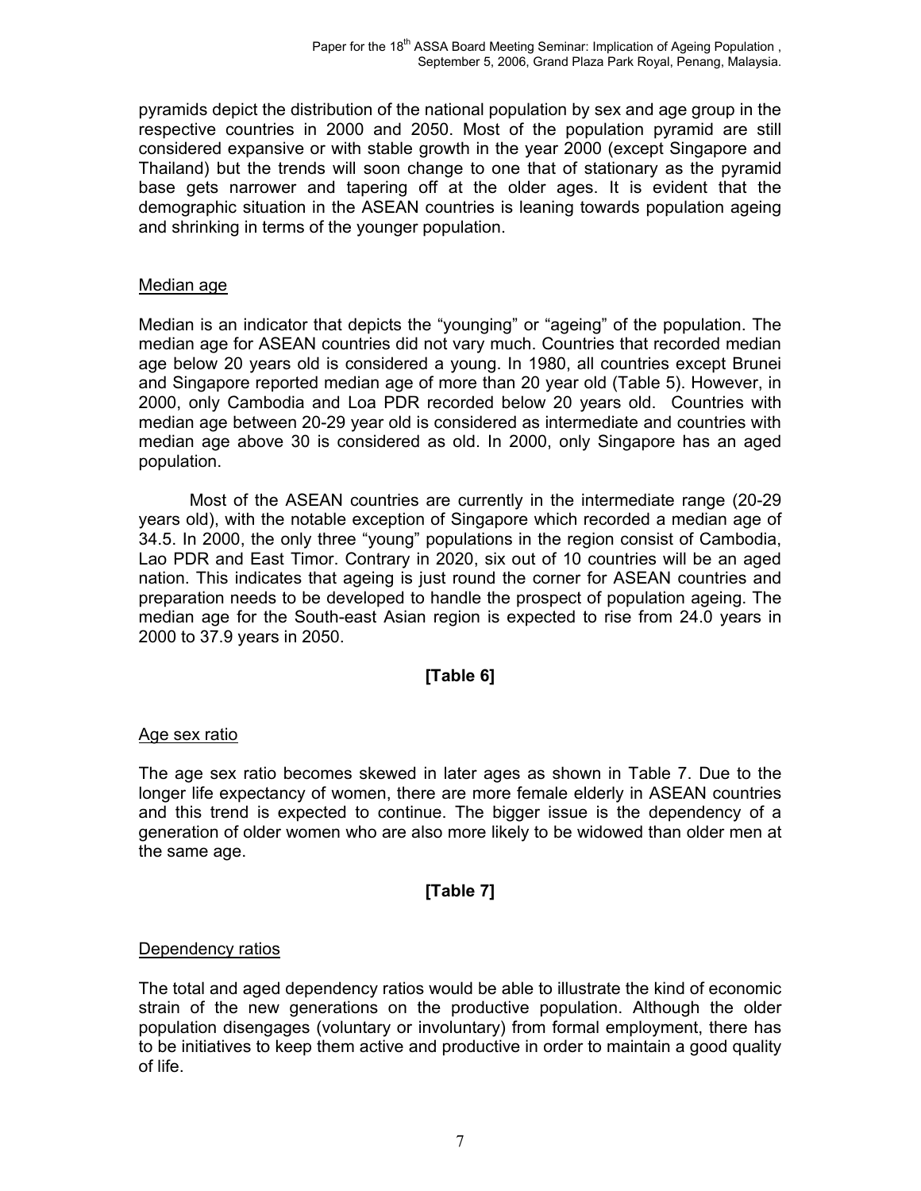pyramids depict the distribution of the national population by sex and age group in the respective countries in 2000 and 2050. Most of the population pyramid are still considered expansive or with stable growth in the year 2000 (except Singapore and Thailand) but the trends will soon change to one that of stationary as the pyramid base gets narrower and tapering off at the older ages. It is evident that the demographic situation in the ASEAN countries is leaning towards population ageing and shrinking in terms of the younger population.

## Median age

Median is an indicator that depicts the "younging" or "ageing" of the population. The median age for ASEAN countries did not vary much. Countries that recorded median age below 20 years old is considered a young. In 1980, all countries except Brunei and Singapore reported median age of more than 20 year old (Table 5). However, in 2000, only Cambodia and Loa PDR recorded below 20 years old. Countries with median age between 20-29 year old is considered as intermediate and countries with median age above 30 is considered as old. In 2000, only Singapore has an aged population.

Most of the ASEAN countries are currently in the intermediate range (20-29 years old), with the notable exception of Singapore which recorded a median age of 34.5. In 2000, the only three "young" populations in the region consist of Cambodia, Lao PDR and East Timor. Contrary in 2020, six out of 10 countries will be an aged nation. This indicates that ageing is just round the corner for ASEAN countries and preparation needs to be developed to handle the prospect of population ageing. The median age for the South-east Asian region is expected to rise from 24.0 years in 2000 to 37.9 years in 2050.

**[Table 6]**

## Age sex ratio

The age sex ratio becomes skewed in later ages as shown in Table 7. Due to the longer life expectancy of women, there are more female elderly in ASEAN countries and this trend is expected to continue. The bigger issue is the dependency of a generation of older women who are also more likely to be widowed than older men at the same age.

**[Table 7]**

## Dependency ratios

The total and aged dependency ratios would be able to illustrate the kind of economic strain of the new generations on the productive population. Although the older population disengages (voluntary or involuntary) from formal employment, there has to be initiatives to keep them active and productive in order to maintain a good quality of life.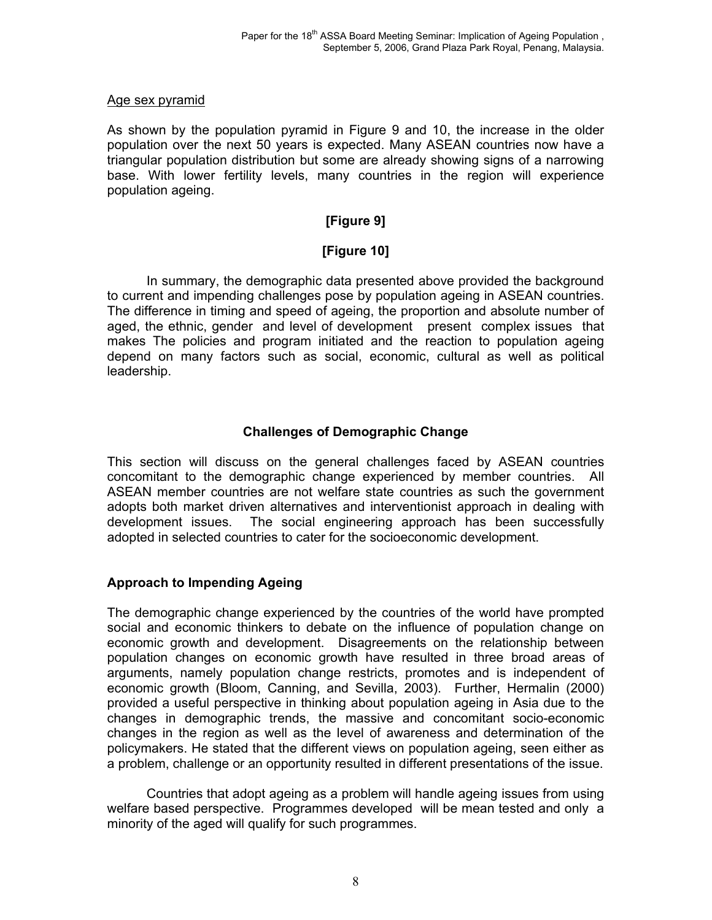Age sex pyramid

As shown by the population pyramid in Figure 9 and 10, the increase in the older population over the next 50 years is expected. Many ASEAN countries now have a triangular population distribution but some are already showing signs of a narrowing base. With lower fertility levels, many countries in the region will experience population ageing.

**[Figure 9]**

**[Figure 10]**

In summary, the demographic data presented above provided the background to current and impending challenges pose by population ageing in ASEAN countries. The difference in timing and speed of ageing, the proportion and absolute number of aged, the ethnic, gender and level of development present complex issues that makes The policies and program initiated and the reaction to population ageing depend on many factors such as social, economic, cultural as well as political leadership.

## Challenges of Demographic Change

This section will discuss on the general challenges faced by ASEAN countries concomitant to the demographic change experienced by member countries. All ASEAN member countries are not welfare state countries as such the government adopts both market driven alternatives and interventionist approach in dealing with development issues. The social engineering approach has been successfully adopted in selected countries to cater for the socioeconomic development.

### Approach to Impending Ageing

The demographic change experienced by the countries of the world have prompted social and economic thinkers to debate on the influence of population change on economic growth and development. Disagreements on the relationship between population changes on economic growth have resulted in three broad areas of arguments, namely population change restricts, promotes and is independent of economic growth (Bloom, Canning, and Sevilla, 2003). Further, Hermalin (2000) provided a useful perspective in thinking about population ageing in Asia due to the changes in demographic trends, the massive and concomitant socio-economic changes in the region as well as the level of awareness and determination of the policymakers. He stated that the different views on population ageing, seen either as a problem, challenge or an opportunity resulted in different presentations of the issue.

Countries that adopt ageing as a problem will handle ageing issues from using welfare based perspective. Programmes developed will be mean tested and only a minority of the aged will qualify for such programmes.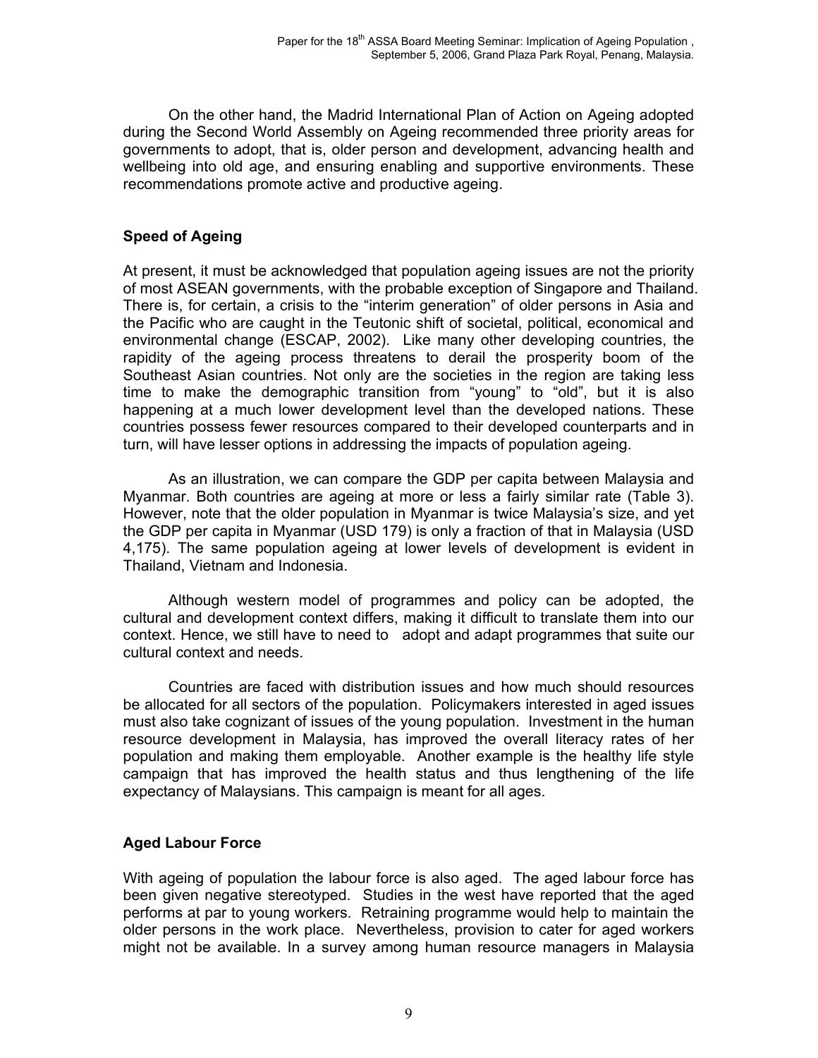On the other hand, the Madrid International Plan of Action on Ageing adopted during the Second World Assembly on Ageing recommended three priority areas for governments to adopt, that is, older person and development, advancing health and wellbeing into old age, and ensuring enabling and supportive environments. These recommendations promote active and productive ageing.

## Speed of Ageing

At present, it must be acknowledged that population ageing issues are not the priority of most ASEAN governments, with the probable exception of Singapore and Thailand. There is, for certain, a crisis to the "interim generation" of older persons in Asia and the Pacific who are caught in the Teutonic shift of societal, political, economical and environmental change (ESCAP, 2002). Like many other developing countries, the rapidity of the ageing process threatens to derail the prosperity boom of the Southeast Asian countries. Not only are the societies in the region are taking less time to make the demographic transition from "young" to "old", but it is also happening at a much lower development level than the developed nations. These countries possess fewer resources compared to their developed counterparts and in turn, will have lesser options in addressing the impacts of population ageing.

As an illustration, we can compare the GDP per capita between Malaysia and Myanmar. Both countries are ageing at more or less a fairly similar rate (Table 3). However, note that the older population in Myanmar is twice Malaysia's size, and yet the GDP per capita in Myanmar (USD 179) is only a fraction of that in Malaysia (USD 4,175). The same population ageing at lower levels of development is evident in Thailand, Vietnam and Indonesia.

Although western model of programmes and policy can be adopted, the cultural and development context differs, making it difficult to translate them into our context. Hence, we still have to need to adopt and adapt programmes that suite our cultural context and needs.

Countries are faced with distribution issues and how much should resources be allocated for all sectors of the population. Policymakers interested in aged issues must also take cognizant of issues of the young population. Investment in the human resource development in Malaysia, has improved the overall literacy rates of her population and making them employable. Another example is the healthy life style campaign that has improved the health status and thus lengthening of the life expectancy of Malaysians. This campaign is meant for all ages.

## Aged Labour Force

With ageing of population the labour force is also aged. The aged labour force has been given negative stereotyped. Studies in the west have reported that the aged performs at par to young workers. Retraining programme would help to maintain the older persons in the work place. Nevertheless, provision to cater for aged workers might not be available. In a survey among human resource managers in Malaysia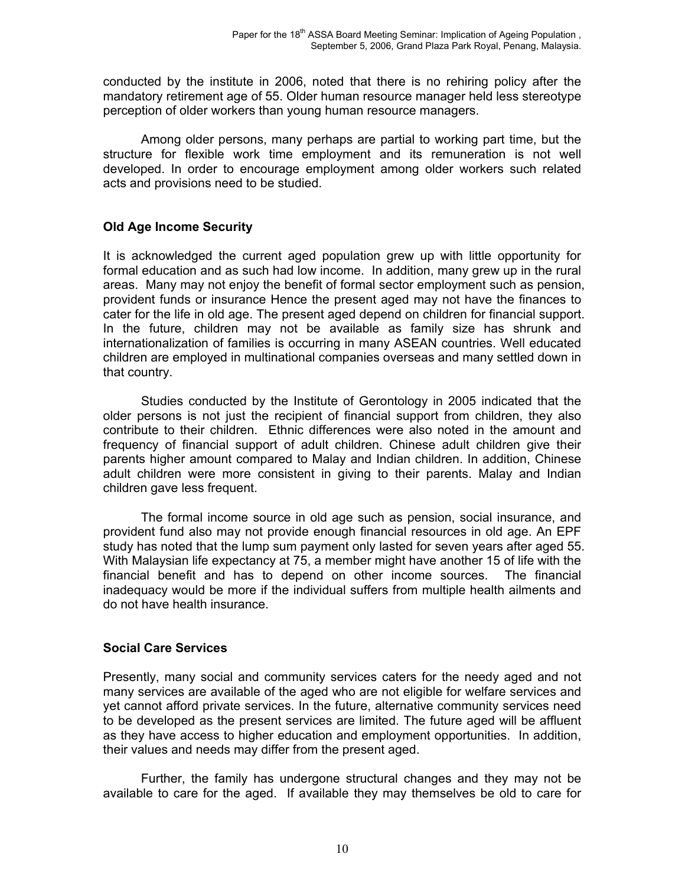conducted by the institute in 2006, noted that there is no rehiring policy after the mandatory retirement age of 55. Older human resource manager held less stereotype perception of older workers than young human resource managers.

Among older persons, many perhaps are partial to working part time, but the structure for flexible work time employment and its remuneration is not well developed. In order to encourage employment among older workers such related acts and provisions need to be studied.

## Old Age Income Security

It is acknowledged the current aged population grew up with little opportunity for formal education and as such had low income. In addition, many grew up in the rural areas. Many may not enjoy the benefit of formal sector employment such as pension, provident funds or insurance Hence the present aged may not have the finances to cater for the life in old age. The present aged depend on children for financial support. In the future, children may not be available as family size has shrunk and internationalization of families is occurring in many ASEAN countries. Well educated children are employed in multinational companies overseas and many settled down in that country.

Studies conducted by the Institute of Gerontology in 2005 indicated that the older persons is not just the recipient of financial support from children, they also contribute to their children. Ethnic differences were also noted in the amount and frequency of financial support of adult children. Chinese adult children give their parents higher amount compared to Malay and Indian children. In addition, Chinese adult children were more consistent in giving to their parents. Malay and Indian children gave less frequent.

The formal income source in old age such as pension, social insurance, and provident fund also may not provide enough financial resources in old age. An EPF study has noted that the lump sum payment only lasted for seven years after aged 55. With Malaysian life expectancy at 75, a member might have another 15 of life with the financial benefit and has to depend on other income sources. The financial inadequacy would be more if the individual suffers from multiple health ailments and do not have health insurance.

## Social Care Services

Presently, many social and community services caters for the needy aged and not many services are available of the aged who are not eligible for welfare services and yet cannot afford private services. In the future, alternative community services need to be developed as the present services are limited. The future aged will be affluent as they have access to higher education and employment opportunities. In addition, their values and needs may differ from the present aged.

Further, the family has undergone structural changes and they may not be available to care for the aged. If available they may themselves be old to care for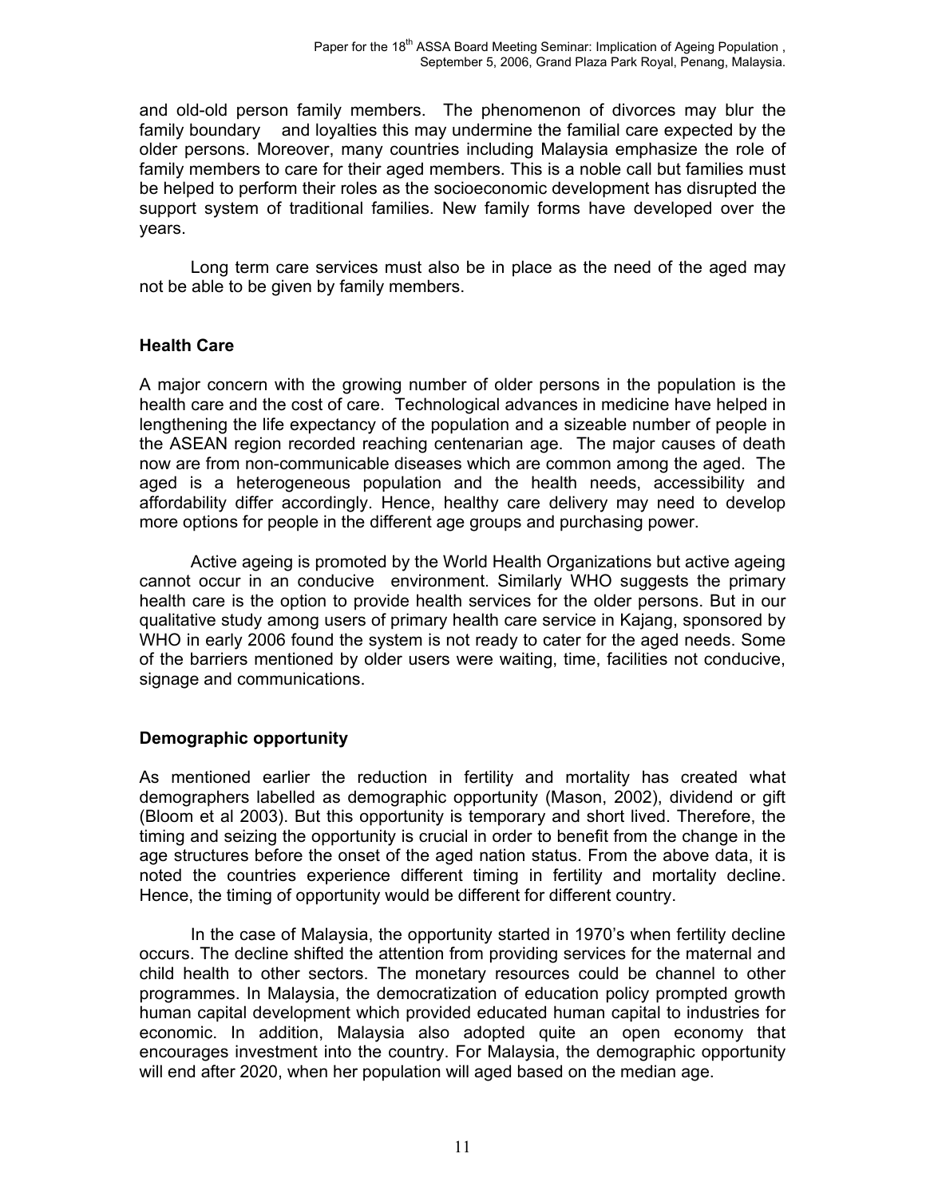and old-old person family members. The phenomenon of divorces may blur the family boundary and loyalties this may undermine the familial care expected by the older persons. Moreover, many countries including Malaysia emphasize the role of family members to care for their aged members. This is a noble call but families must be helped to perform their roles as the socioeconomic development has disrupted the support system of traditional families. New family forms have developed over the years.

Long term care services must also be in place as the need of the aged may not be able to be given by family members.

### Health Care

A major concern with the growing number of older persons in the population is the health care and the cost of care. Technological advances in medicine have helped in lengthening the life expectancy of the population and a sizeable number of people in the ASEAN region recorded reaching centenarian age. The major causes of death now are from non-communicable diseases which are common among the aged. The aged is a heterogeneous population and the health needs, accessibility and affordability differ accordingly. Hence, healthy care delivery may need to develop more options for people in the different age groups and purchasing power.

Active ageing is promoted by the World Health Organizations but active ageing cannot occur in an conducive environment. Similarly WHO suggests the primary health care is the option to provide health services for the older persons. But in our qualitative study among users of primary health care service in Kajang, sponsored by WHO in early 2006 found the system is not ready to cater for the aged needs. Some of the barriers mentioned by older users were waiting, time, facilities not conducive, signage and communications.

### Demographic opportunity

As mentioned earlier the reduction in fertility and mortality has created what demographers labelled as demographic opportunity (Mason, 2002), dividend or gift (Bloom et al 2003). But this opportunity is temporary and short lived. Therefore, the timing and seizing the opportunity is crucial in order to benefit from the change in the age structures before the onset of the aged nation status. From the above data, it is noted the countries experience different timing in fertility and mortality decline. Hence, the timing of opportunity would be different for different country.

In the case of Malaysia, the opportunity started in 1970's when fertility decline occurs. The decline shifted the attention from providing services for the maternal and child health to other sectors. The monetary resources could be channel to other programmes. In Malaysia, the democratization of education policy prompted growth human capital development which provided educated human capital to industries for economic. In addition, Malaysia also adopted quite an open economy that encourages investment into the country. For Malaysia, the demographic opportunity will end after 2020, when her population will aged based on the median age.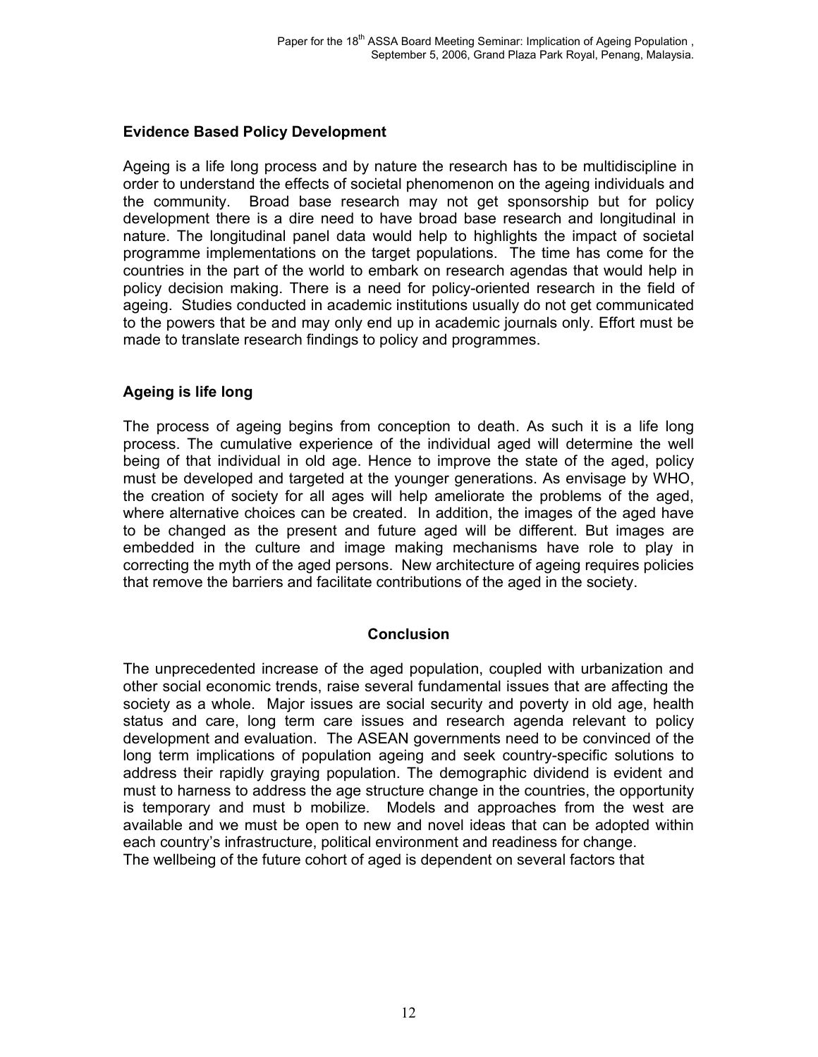## Evidence Based Policy Development

Ageing is a life long process and by nature the research has to be multidiscipline in order to understand the effects of societal phenomenon on the ageing individuals and the community. Broad base research may not get sponsorship but for policy development there is a dire need to have broad base research and longitudinal in nature. The longitudinal panel data would help to highlights the impact of societal programme implementations on the target populations. The time has come for the countries in the part of the world to embark on research agendas that would help in policy decision making. There is a need for policy-oriented research in the field of ageing. Studies conducted in academic institutions usually do not get communicated to the powers that be and may only end up in academic journals only. Effort must be made to translate research findings to policy and programmes.

## Ageing is life long

The process of ageing begins from conception to death. As such it is a life long process. The cumulative experience of the individual aged will determine the well being of that individual in old age. Hence to improve the state of the aged, policy must be developed and targeted at the younger generations. As envisage by WHO, the creation of society for all ages will help ameliorate the problems of the aged, where alternative choices can be created. In addition, the images of the aged have to be changed as the present and future aged will be different. But images are embedded in the culture and image making mechanisms have role to play in correcting the myth of the aged persons. New architecture of ageing requires policies that remove the barriers and facilitate contributions of the aged in the society.

## Conclusion

The unprecedented increase of the aged population, coupled with urbanization and other social economic trends, raise several fundamental issues that are affecting the society as a whole. Major issues are social security and poverty in old age, health status and care, long term care issues and research agenda relevant to policy development and evaluation. The ASEAN governments need to be convinced of the long term implications of population ageing and seek country-specific solutions to address their rapidly graying population. The demographic dividend is evident and must to harness to address the age structure change in the countries, the opportunity is temporary and must b mobilize. Models and approaches from the west are available and we must be open to new and novel ideas that can be adopted within each country's infrastructure, political environment and readiness for change.

The wellbeing of the future cohort of aged is dependent on several factors that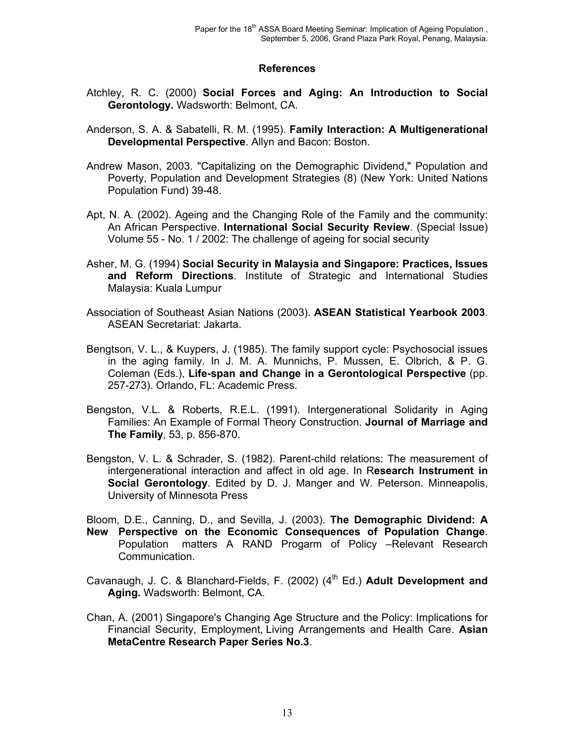## References

Atchley, R. C. (2000) **Social Forces and Aging: An Introduction to Social Gerontology.** Wadsworth: Belmont, CA.

Anderson, S. A. & Sabatelli, R. M. (1995). **Family Interaction: A Multigenerational Developmental Perspective**. Allyn and Bacon: Boston.

Andrew Mason, 2003. "Capitalizing on the Demographic Dividend," Population and Poverty, Population and Development Strategies (8) (New York: United Nations Population Fund) 39-48.

Apt, N. A. (2002). Ageing and the Changing Role of the Family and the community: An African Perspective. **International Social Security Review**. (Special Issue) Volume 55 - No. 1 / 2002: The challenge of ageing for social security

Asher, M. G. (1994) **Social Security in Malaysia and Singapore: Practices, Issues and Reform Directions**. Institute of Strategic and International Studies Malaysia: Kuala Lumpur

Association of Southeast Asian Nations (2003). **ASEAN Statistical Yearbook 2003**. ASEAN Secretariat: Jakarta.

Bengtson, V. L., & Kuypers, J. (1985). The family support cycle: Psychosocial issues in the aging family. In J. M. A. Munnichs, P. Mussen, E. Olbrich, & P. G. Coleman (Eds.), **Life-span and Change in a Gerontological Perspective** (pp. 257-273). Orlando, FL: Academic Press.

Bengston, V.L. & Roberts, R.E.L. (1991). Intergenerational Solidarity in Aging Families: An Example of Formal Theory Construction. **Journal of Marriage and The Family**, 53, p. 856-870.

Bengston, V. L. & Schrader, S. (1982). Parent-child relations: The measurement of intergenerational interaction and affect in old age. In R**esearch Instrument in Social Gerontology**. Edited by D. J. Manger and W. Peterson. Minneapolis, University of Minnesota Press

Bloom, D.E., Canning, D., and Sevilla, J. (2003). **The Demographic Dividend: A New Perspective on the Economic Consequences of Population Change**. Population matters A RAND Progarm of Policy –Relevant Research Communication.

Cavanaugh, J. C. & Blanchard-Fields, F. (2002) (4th Ed.) **Adult Development and Aging.** Wadsworth: Belmont, CA.

Chan, A. (2001) Singapore's Changing Age Structure and the Policy: Implications for Financial Security, Employment, Living Arrangements and Health Care. **Asian MetaCentre Research Paper Series No.3**.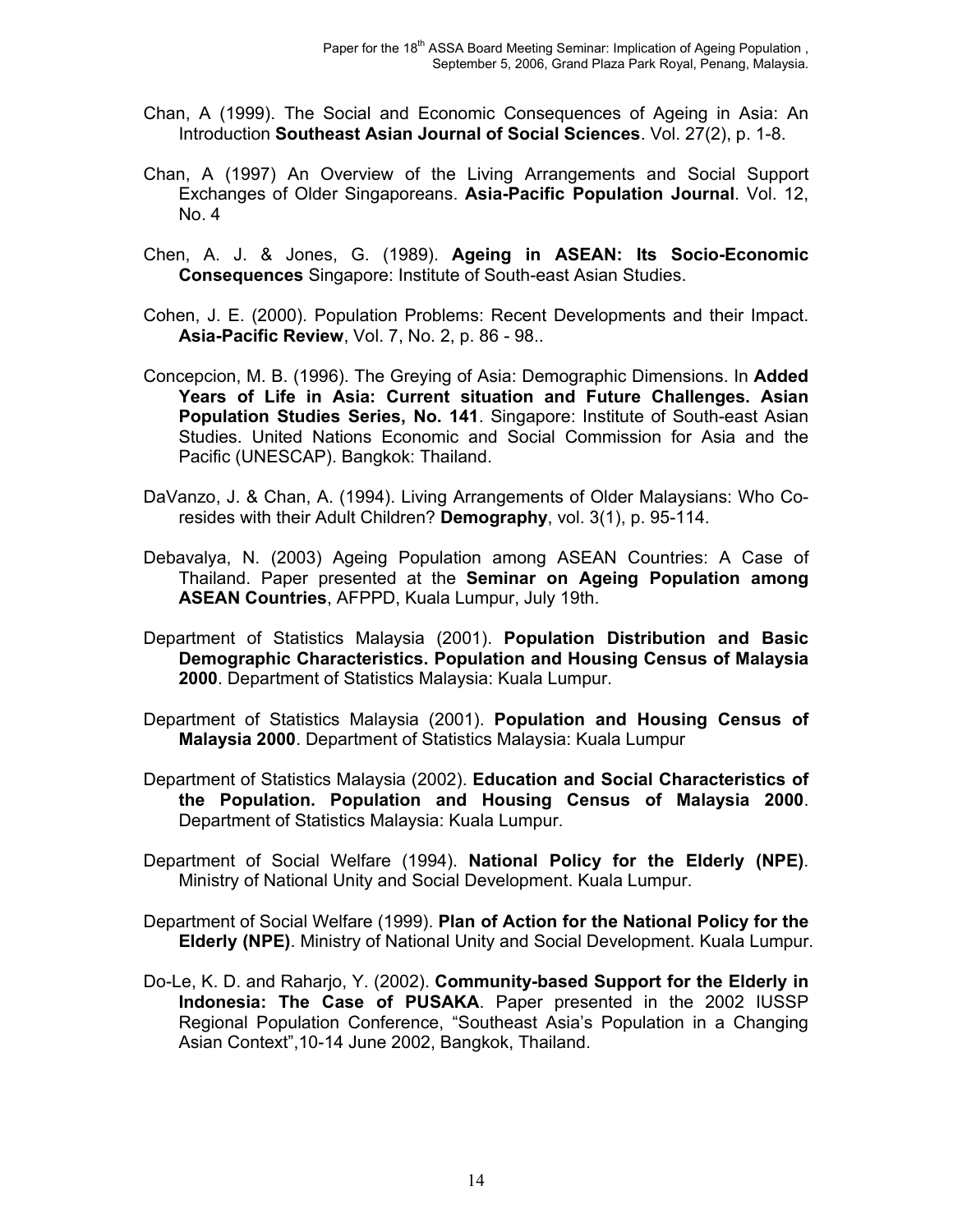Chan, A (1999). The Social and Economic Consequences of Ageing in Asia: An Introduction **Southeast Asian Journal of Social Sciences**. Vol. 27(2), p. 1-8.

Chan, A (1997) An Overview of the Living Arrangements and Social Support Exchanges of Older Singaporeans. **Asia-Pacific Population Journal**. Vol. 12, No. 4

Chen, A. J. & Jones, G. (1989). **Ageing in ASEAN: Its Socio-Economic Consequences** Singapore: Institute of South-east Asian Studies.

Cohen, J. E. (2000). Population Problems: Recent Developments and their Impact. **Asia-Pacific Review**, Vol. 7, No. 2, p. 86 - 98..

Concepcion, M. B. (1996). The Greying of Asia: Demographic Dimensions. In **Added Years of Life in Asia: Current situation and Future Challenges. Asian Population Studies Series, No. 141**. Singapore: Institute of South-east Asian Studies. United Nations Economic and Social Commission for Asia and the Pacific (UNESCAP). Bangkok: Thailand.

DaVanzo, J. & Chan, A. (1994). Living Arrangements of Older Malaysians: Who Co-resides with their Adult Children? **Demography**, vol. 3(1), p. 95-114.

Debavalya, N. (2003) Ageing Population among ASEAN Countries: A Case of Thailand. Paper presented at the **Seminar on Ageing Population among ASEAN Countries**, AFPPD, Kuala Lumpur, July 19th.

Department of Statistics Malaysia (2001). **Population Distribution and Basic Demographic Characteristics. Population and Housing Census of Malaysia 2000**. Department of Statistics Malaysia: Kuala Lumpur.

Department of Statistics Malaysia (2001). **Population and Housing Census of Malaysia 2000**. Department of Statistics Malaysia: Kuala Lumpur

Department of Statistics Malaysia (2002). **Education and Social Characteristics of the Population. Population and Housing Census of Malaysia 2000**. Department of Statistics Malaysia: Kuala Lumpur.

Department of Social Welfare (1994). **National Policy for the Elderly (NPE)**. Ministry of National Unity and Social Development. Kuala Lumpur.

Department of Social Welfare (1999). **Plan of Action for the National Policy for the Elderly (NPE)**. Ministry of National Unity and Social Development. Kuala Lumpur.

Do-Le, K. D. and Raharjo, Y. (2002). **Community-based Support for the Elderly in Indonesia: The Case of PUSAKA**. Paper presented in the 2002 IUSSP Regional Population Conference, "Southeast Asia's Population in a Changing Asian Context",10-14 June 2002, Bangkok, Thailand.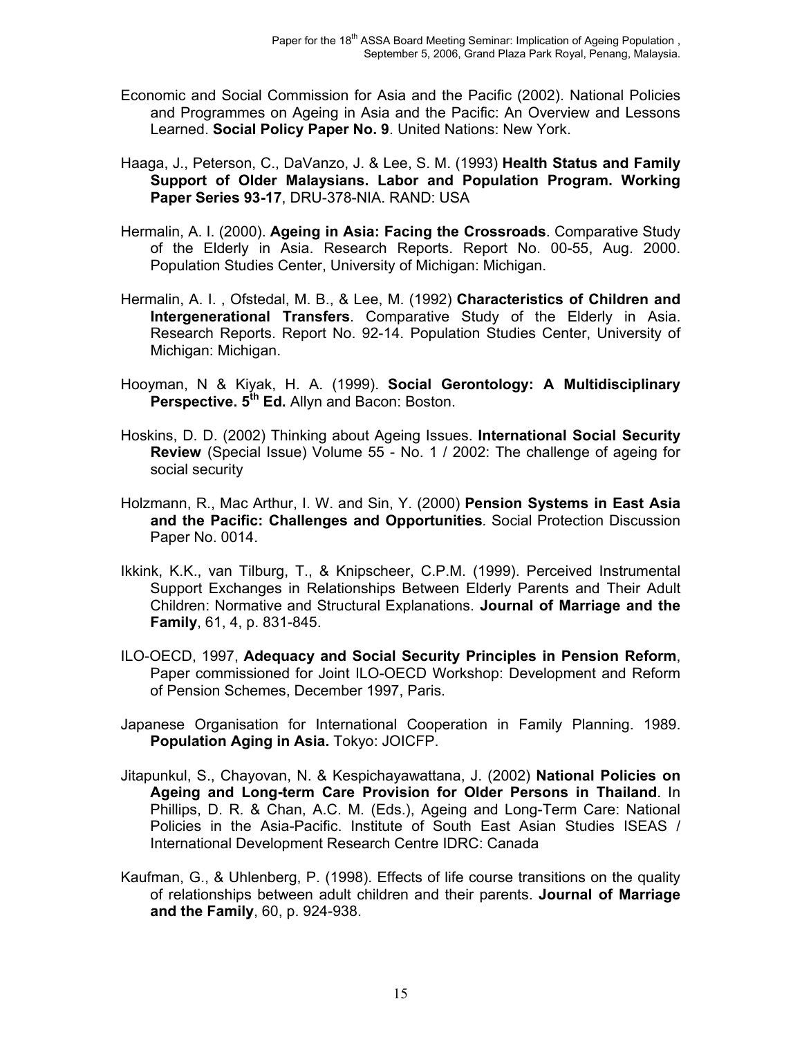Economic and Social Commission for Asia and the Pacific (2002). National Policies and Programmes on Ageing in Asia and the Pacific: An Overview and Lessons Learned. **Social Policy Paper No. 9**. United Nations: New York.

Haaga, J., Peterson, C., DaVanzo, J. & Lee, S. M. (1993) **Health Status and Family Support of Older Malaysians. Labor and Population Program. Working Paper Series 93-17**, DRU-378-NIA. RAND: USA

Hermalin, A. I. (2000). **Ageing in Asia: Facing the Crossroads**. Comparative Study of the Elderly in Asia. Research Reports. Report No. 00-55, Aug. 2000. Population Studies Center, University of Michigan: Michigan.

Hermalin, A. I. , Ofstedal, M. B., & Lee, M. (1992) **Characteristics of Children and Intergenerational Transfers**. Comparative Study of the Elderly in Asia. Research Reports. Report No. 92-14. Population Studies Center, University of Michigan: Michigan.

Hooyman, N & Kiyak, H. A. (1999). **Social Gerontology: A Multidisciplinary Perspective. 5th Ed.** Allyn and Bacon: Boston.

Hoskins, D. D. (2002) Thinking about Ageing Issues. **International Social Security Review** (Special Issue) Volume 55 - No. 1 / 2002: The challenge of ageing for social security

Holzmann, R., Mac Arthur, I. W. and Sin, Y. (2000) **Pension Systems in East Asia and the Pacific: Challenges and Opportunities**. Social Protection Discussion Paper No. 0014.

Ikkink, K.K., van Tilburg, T., & Knipscheer, C.P.M. (1999). Perceived Instrumental Support Exchanges in Relationships Between Elderly Parents and Their Adult Children: Normative and Structural Explanations. **Journal of Marriage and the Family**, 61, 4, p. 831-845.

ILO-OECD, 1997, **Adequacy and Social Security Principles in Pension Reform**, Paper commissioned for Joint ILO-OECD Workshop: Development and Reform of Pension Schemes, December 1997, Paris.

Japanese Organisation for International Cooperation in Family Planning. 1989. **Population Aging in Asia.** Tokyo: JOICFP.

Jitapunkul, S., Chayovan, N. & Kespichayawattana, J. (2002) **National Policies on Ageing and Long-term Care Provision for Older Persons in Thailand**. In Phillips, D. R. & Chan, A.C. M. (Eds.), Ageing and Long-Term Care: National Policies in the Asia-Pacific. Institute of South East Asian Studies ISEAS / International Development Research Centre IDRC: Canada

Kaufman, G., & Uhlenberg, P. (1998). Effects of life course transitions on the quality of relationships between adult children and their parents. **Journal of Marriage and the Family**, 60, p. 924-938.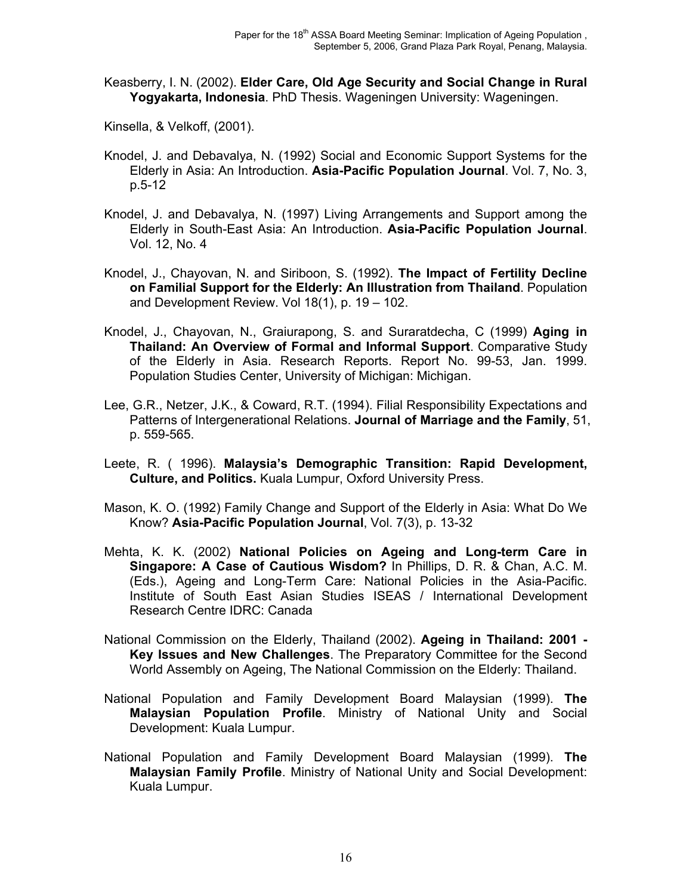Keasberry, I. N. (2002). **Elder Care, Old Age Security and Social Change in Rural Yogyakarta, Indonesia**. PhD Thesis. Wageningen University: Wageningen.

Kinsella, & Velkoff, (2001).

Knodel, J. and Debavalya, N. (1992) Social and Economic Support Systems for the Elderly in Asia: An Introduction. **Asia-Pacific Population Journal**. Vol. 7, No. 3, p.5-12

Knodel, J. and Debavalya, N. (1997) Living Arrangements and Support among the Elderly in South-East Asia: An Introduction. **Asia-Pacific Population Journal**. Vol. 12, No. 4

Knodel, J., Chayovan, N. and Siriboon, S. (1992). **The Impact of Fertility Decline on Familial Support for the Elderly: An Illustration from Thailand**. Population and Development Review. Vol 18(1), p. 19 – 102.

Knodel, J., Chayovan, N., Graiurapong, S. and Suraratdecha, C (1999) **Aging in Thailand: An Overview of Formal and Informal Support**. Comparative Study of the Elderly in Asia. Research Reports. Report No. 99-53, Jan. 1999. Population Studies Center, University of Michigan: Michigan.

Lee, G.R., Netzer, J.K., & Coward, R.T. (1994). Filial Responsibility Expectations and Patterns of Intergenerational Relations. **Journal of Marriage and the Family**, 51, p. 559-565.

Leete, R. ( 1996). **Malaysia's Demographic Transition: Rapid Development, Culture, and Politics.** Kuala Lumpur, Oxford University Press.

Mason, K. O. (1992) Family Change and Support of the Elderly in Asia: What Do We Know? **Asia-Pacific Population Journal**, Vol. 7(3), p. 13-32

Mehta, K. K. (2002) **National Policies on Ageing and Long-term Care in Singapore: A Case of Cautious Wisdom?** In Phillips, D. R. & Chan, A.C. M. (Eds.), Ageing and Long-Term Care: National Policies in the Asia-Pacific. Institute of South East Asian Studies ISEAS / International Development Research Centre IDRC: Canada

National Commission on the Elderly, Thailand (2002). **Ageing in Thailand: 2001 - Key Issues and New Challenges**. The Preparatory Committee for the Second World Assembly on Ageing, The National Commission on the Elderly: Thailand.

National Population and Family Development Board Malaysian (1999). **The Malaysian Population Profile**. Ministry of National Unity and Social Development: Kuala Lumpur.

National Population and Family Development Board Malaysian (1999). **The Malaysian Family Profile**. Ministry of National Unity and Social Development: Kuala Lumpur.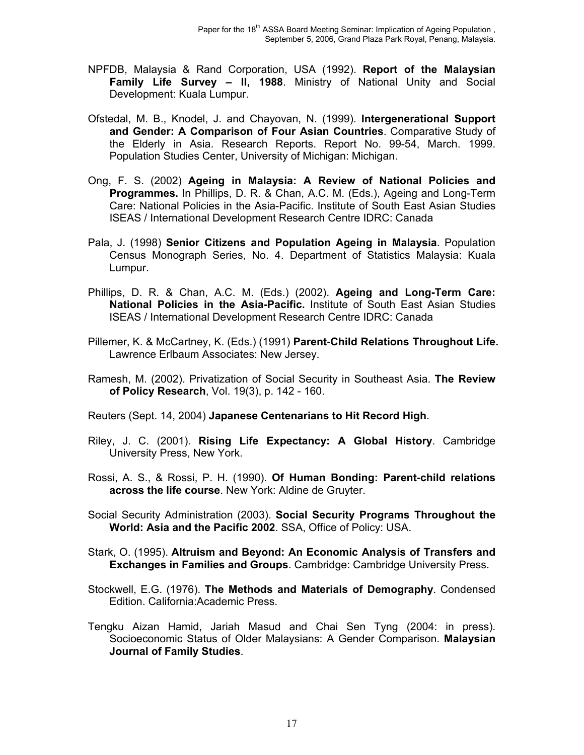NPFDB, Malaysia & Rand Corporation, USA (1992). **Report of the Malaysian Family Life Survey – II, 1988**. Ministry of National Unity and Social Development: Kuala Lumpur.

Ofstedal, M. B., Knodel, J. and Chayovan, N. (1999). **Intergenerational Support and Gender: A Comparison of Four Asian Countries**. Comparative Study of the Elderly in Asia. Research Reports. Report No. 99-54, March. 1999. Population Studies Center, University of Michigan: Michigan.

Ong, F. S. (2002) **Ageing in Malaysia: A Review of National Policies and Programmes.** In Phillips, D. R. & Chan, A.C. M. (Eds.), Ageing and Long-Term Care: National Policies in the Asia-Pacific. Institute of South East Asian Studies ISEAS / International Development Research Centre IDRC: Canada

Pala, J. (1998) **Senior Citizens and Population Ageing in Malaysia**. Population Census Monograph Series, No. 4. Department of Statistics Malaysia: Kuala Lumpur.

Phillips, D. R. & Chan, A.C. M. (Eds.) (2002). **Ageing and Long-Term Care: National Policies in the Asia-Pacific.** Institute of South East Asian Studies ISEAS / International Development Research Centre IDRC: Canada

Pillemer, K. & McCartney, K. (Eds.) (1991) **Parent-Child Relations Throughout Life.** Lawrence Erlbaum Associates: New Jersey.

Ramesh, M. (2002). Privatization of Social Security in Southeast Asia. **The Review of Policy Research**, Vol. 19(3), p. 142 - 160.

Reuters (Sept. 14, 2004) **Japanese Centenarians to Hit Record High**.

Riley, J. C. (2001). **Rising Life Expectancy: A Global History**. Cambridge University Press, New York.

Rossi, A. S., & Rossi, P. H. (1990). **Of Human Bonding: Parent-child relations across the life course**. New York: Aldine de Gruyter.

Social Security Administration (2003). **Social Security Programs Throughout the World: Asia and the Pacific 2002**. SSA, Office of Policy: USA.

Stark, O. (1995). **Altruism and Beyond: An Economic Analysis of Transfers and Exchanges in Families and Groups**. Cambridge: Cambridge University Press.

Stockwell, E.G. (1976). **The Methods and Materials of Demography**. Condensed Edition. California:Academic Press.

Tengku Aizan Hamid, Jariah Masud and Chai Sen Tyng (2004: in press). Socioeconomic Status of Older Malaysians: A Gender Comparison. **Malaysian Journal of Family Studies**.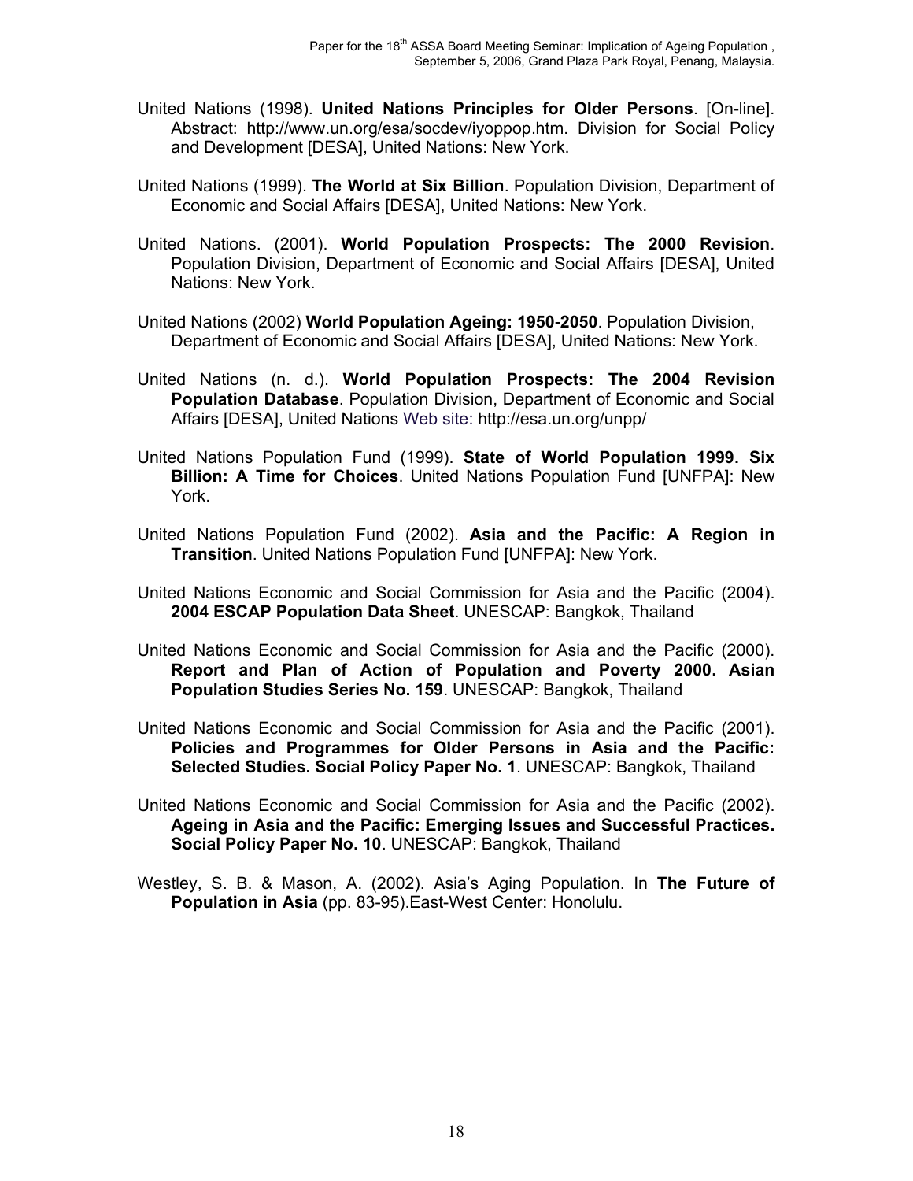United Nations (1998). **United Nations Principles for Older Persons**. [On-line]. Abstract: http://www.un.org/esa/socdev/iyoppop.htm. Division for Social Policy and Development [DESA], United Nations: New York.

United Nations (1999). **The World at Six Billion**. Population Division, Department of Economic and Social Affairs [DESA], United Nations: New York.

United Nations. (2001). **World Population Prospects: The 2000 Revision**. Population Division, Department of Economic and Social Affairs [DESA], United Nations: New York.

United Nations (2002) **World Population Ageing: 1950-2050**. Population Division, Department of Economic and Social Affairs [DESA], United Nations: New York.

United Nations (n. d.). **World Population Prospects: The 2004 Revision Population Database**. Population Division, Department of Economic and Social Affairs [DESA], United Nations Web site: http://esa.un.org/unpp/

United Nations Population Fund (1999). **State of World Population 1999. Six Billion: A Time for Choices**. United Nations Population Fund [UNFPA]: New York.

United Nations Population Fund (2002). **Asia and the Pacific: A Region in Transition**. United Nations Population Fund [UNFPA]: New York.

United Nations Economic and Social Commission for Asia and the Pacific (2004). **2004 ESCAP Population Data Sheet**. UNESCAP: Bangkok, Thailand

United Nations Economic and Social Commission for Asia and the Pacific (2000). **Report and Plan of Action of Population and Poverty 2000. Asian Population Studies Series No. 159**. UNESCAP: Bangkok, Thailand

United Nations Economic and Social Commission for Asia and the Pacific (2001). **Policies and Programmes for Older Persons in Asia and the Pacific: Selected Studies. Social Policy Paper No. 1**. UNESCAP: Bangkok, Thailand

United Nations Economic and Social Commission for Asia and the Pacific (2002). **Ageing in Asia and the Pacific: Emerging Issues and Successful Practices. Social Policy Paper No. 10**. UNESCAP: Bangkok, Thailand

Westley, S. B. & Mason, A. (2002). Asia's Aging Population. In **The Future of Population in Asia** (pp. 83-95).East-West Center: Honolulu.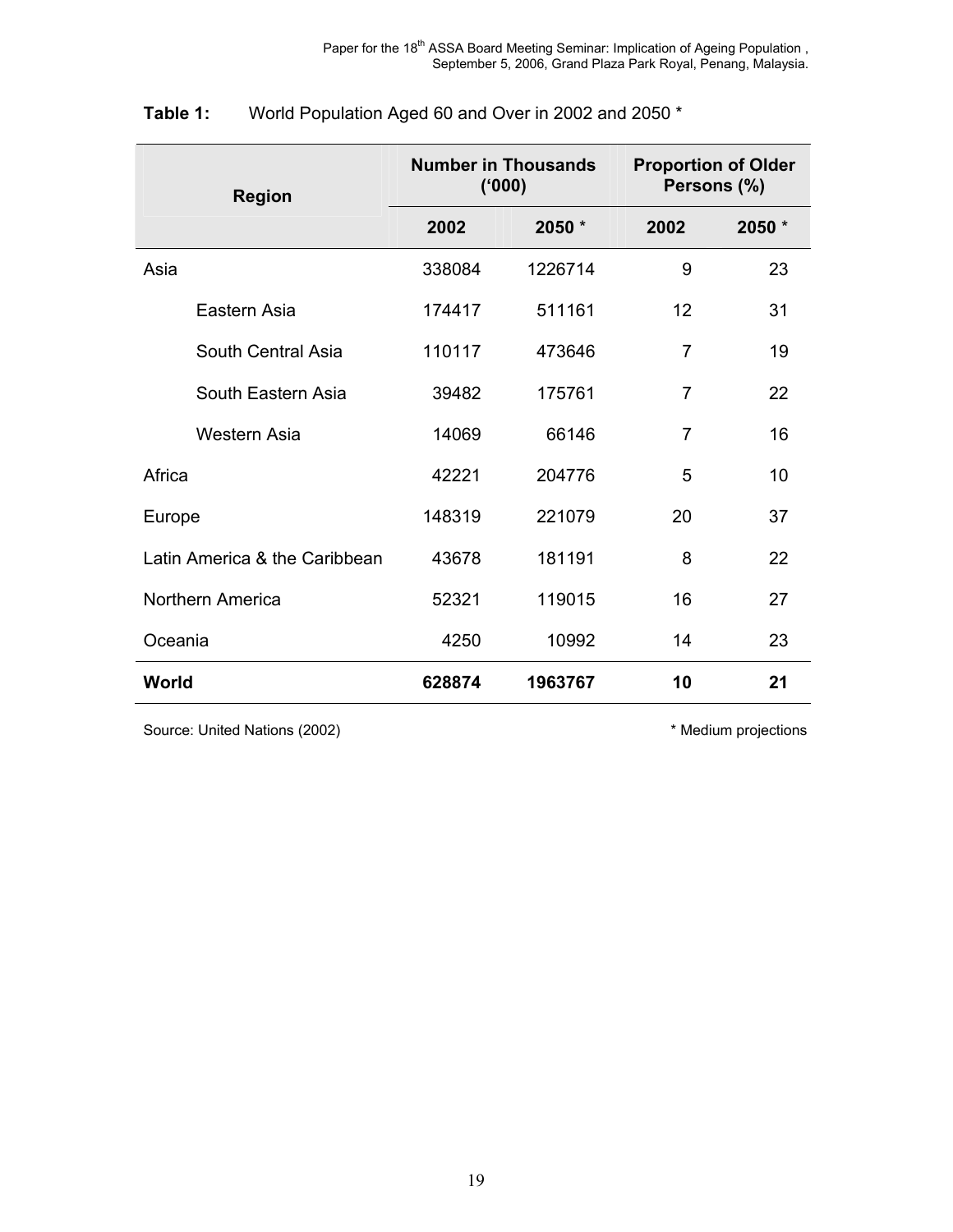**Table 1:** World Population Aged 60 and Over in 2002 and 2050 *

| Region | Number in Thousands ('000) | | Proportion of Older Persons (%) | |
|---|---|---|---|---|
| | 2002 | 2050 * | 2002 | 2050 * |
| Asia | 338084 | 1226714 | 9 | 23 |
| Eastern Asia | 174417 | 511161 | 12 | 31 |
| South Central Asia | 110117 | 473646 | 7 | 19 |
| South Eastern Asia | 39482 | 175761 | 7 | 22 |
| Western Asia | 14069 | 66146 | 7 | 16 |
| Africa | 42221 | 204776 | 5 | 10 |
| Europe | 148319 | 221079 | 20 | 37 |
| Latin America & the Caribbean | 43678 | 181191 | 8 | 22 |
| Northern America | 52321 | 119015 | 16 | 27 |
| Oceania | 4250 | 10992 | 14 | 23 |
| **World** | **628874** | **1963767** | **10** | **21** |

Source: United Nations (2002)

* Medium projections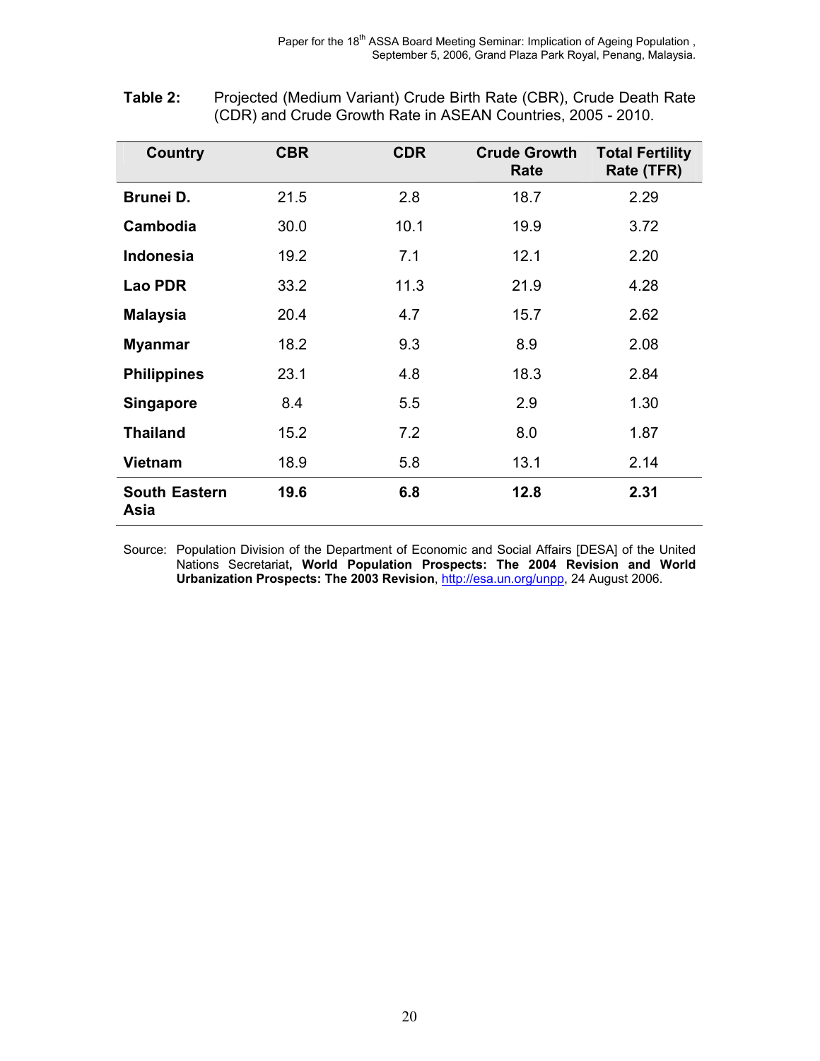**Table 2:** Projected (Medium Variant) Crude Birth Rate (CBR), Crude Death Rate (CDR) and Crude Growth Rate in ASEAN Countries, 2005 - 2010.

| Country | CBR | CDR | Crude Growth Rate | Total Fertility Rate (TFR) |
|---|---|---|---|---|
| **Brunei D.** | 21.5 | 2.8 | 18.7 | 2.29 |
| **Cambodia** | 30.0 | 10.1 | 19.9 | 3.72 |
| **Indonesia** | 19.2 | 7.1 | 12.1 | 2.20 |
| **Lao PDR** | 33.2 | 11.3 | 21.9 | 4.28 |
| **Malaysia** | 20.4 | 4.7 | 15.7 | 2.62 |
| **Myanmar** | 18.2 | 9.3 | 8.9 | 2.08 |
| **Philippines** | 23.1 | 4.8 | 18.3 | 2.84 |
| **Singapore** | 8.4 | 5.5 | 2.9 | 1.30 |
| **Thailand** | 15.2 | 7.2 | 8.0 | 1.87 |
| **Vietnam** | 18.9 | 5.8 | 13.1 | 2.14 |
| **South Eastern Asia** | **19.6** | **6.8** | **12.8** | **2.31** |

Source: Population Division of the Department of Economic and Social Affairs [DESA] of the United Nations Secretariat**, World Population Prospects: The 2004 Revision and World Urbanization Prospects: The 2003 Revision**, http://esa.un.org/unpp, 24 August 2006.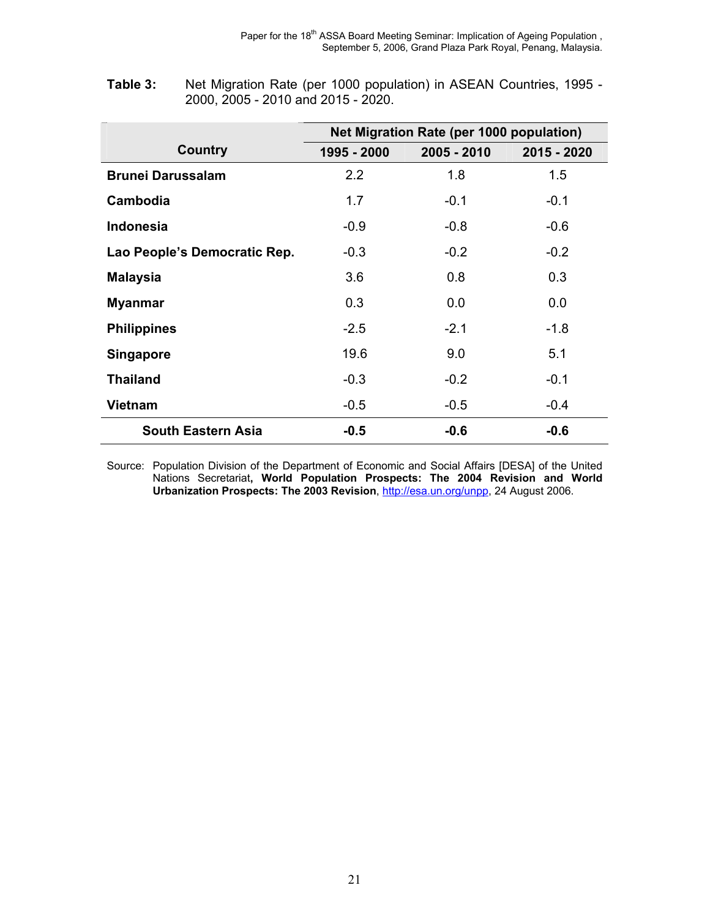**Table 3:** Net Migration Rate (per 1000 population) in ASEAN Countries, 1995 - 2000, 2005 - 2010 and 2015 - 2020.

| Country | Net Migration Rate (per 1000 population) | | |
|---|---|---|---|
| | 1995 - 2000 | 2005 - 2010 | 2015 - 2020 |
| **Brunei Darussalam** | 2.2 | 1.8 | 1.5 |
| **Cambodia** | 1.7 | -0.1 | -0.1 |
| **Indonesia** | -0.9 | -0.8 | -0.6 |
| **Lao People's Democratic Rep.** | -0.3 | -0.2 | -0.2 |
| **Malaysia** | 3.6 | 0.8 | 0.3 |
| **Myanmar** | 0.3 | 0.0 | 0.0 |
| **Philippines** | -2.5 | -2.1 | -1.8 |
| **Singapore** | 19.6 | 9.0 | 5.1 |
| **Thailand** | -0.3 | -0.2 | -0.1 |
| **Vietnam** | -0.5 | -0.5 | -0.4 |
| **South Eastern Asia** | **-0.5** | **-0.6** | **-0.6** |

Source: Population Division of the Department of Economic and Social Affairs [DESA] of the United Nations Secretariat**, World Population Prospects: The 2004 Revision and World Urbanization Prospects: The 2003 Revision**, http://esa.un.org/unpp, 24 August 2006.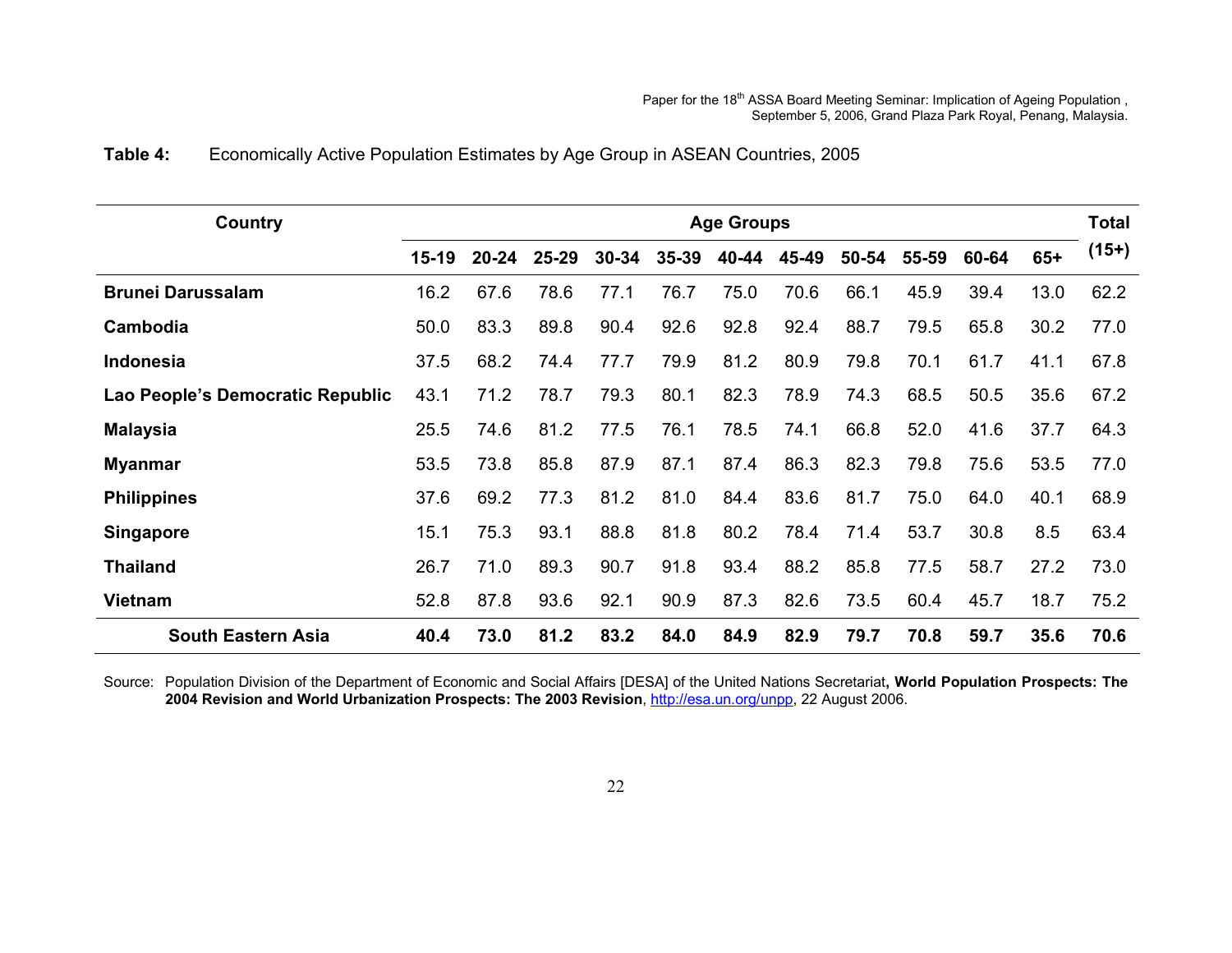**Table 4:** Economically Active Population Estimates by Age Group in ASEAN Countries, 2005

| Country | Age Groups | | | | | | | | | | | Total (15+) |
|---|---|---|---|---|---|---|---|---|---|---|---|---|
| | 15-19 | 20-24 | 25-29 | 30-34 | 35-39 | 40-44 | 45-49 | 50-54 | 55-59 | 60-64 | 65+ | |
| **Brunei Darussalam** | 16.2 | 67.6 | 78.6 | 77.1 | 76.7 | 75.0 | 70.6 | 66.1 | 45.9 | 39.4 | 13.0 | 62.2 |
| **Cambodia** | 50.0 | 83.3 | 89.8 | 90.4 | 92.6 | 92.8 | 92.4 | 88.7 | 79.5 | 65.8 | 30.2 | 77.0 |
| **Indonesia** | 37.5 | 68.2 | 74.4 | 77.7 | 79.9 | 81.2 | 80.9 | 79.8 | 70.1 | 61.7 | 41.1 | 67.8 |
| **Lao People's Democratic Republic** | 43.1 | 71.2 | 78.7 | 79.3 | 80.1 | 82.3 | 78.9 | 74.3 | 68.5 | 50.5 | 35.6 | 67.2 |
| **Malaysia** | 25.5 | 74.6 | 81.2 | 77.5 | 76.1 | 78.5 | 74.1 | 66.8 | 52.0 | 41.6 | 37.7 | 64.3 |
| **Myanmar** | 53.5 | 73.8 | 85.8 | 87.9 | 87.1 | 87.4 | 86.3 | 82.3 | 79.8 | 75.6 | 53.5 | 77.0 |
| **Philippines** | 37.6 | 69.2 | 77.3 | 81.2 | 81.0 | 84.4 | 83.6 | 81.7 | 75.0 | 64.0 | 40.1 | 68.9 |
| **Singapore** | 15.1 | 75.3 | 93.1 | 88.8 | 81.8 | 80.2 | 78.4 | 71.4 | 53.7 | 30.8 | 8.5 | 63.4 |
| **Thailand** | 26.7 | 71.0 | 89.3 | 90.7 | 91.8 | 93.4 | 88.2 | 85.8 | 77.5 | 58.7 | 27.2 | 73.0 |
| **Vietnam** | 52.8 | 87.8 | 93.6 | 92.1 | 90.9 | 87.3 | 82.6 | 73.5 | 60.4 | 45.7 | 18.7 | 75.2 |
| **South Eastern Asia** | **40.4** | **73.0** | **81.2** | **83.2** | **84.0** | **84.9** | **82.9** | **79.7** | **70.8** | **59.7** | **35.6** | **70.6** |

Source: Population Division of the Department of Economic and Social Affairs [DESA] of the United Nations Secretariat**, World Population Prospects: The 2004 Revision and World Urbanization Prospects: The 2003 Revision**, http://esa.un.org/unpp, 22 August 2006.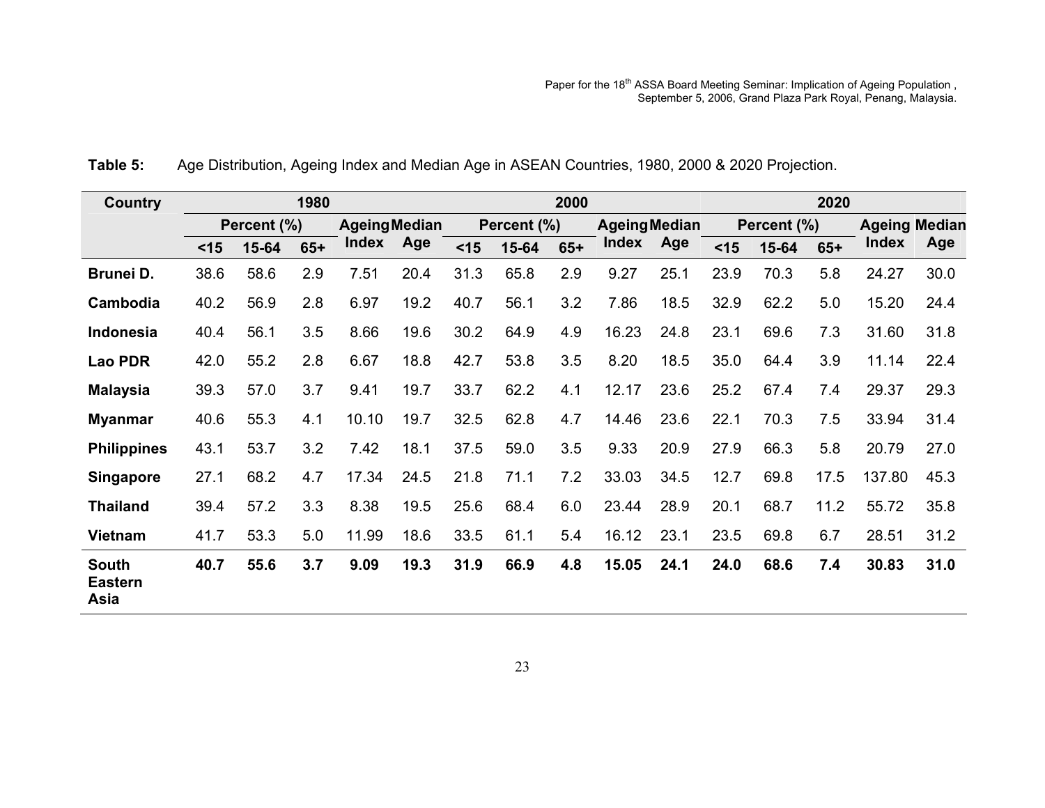**Table 5:** Age Distribution, Ageing Index and Median Age in ASEAN Countries, 1980, 2000 & 2020 Projection.

| Country | 1980 | | | | | 2000 | | | | | 2020 | | | | |
|---|---|---|---|---|---|---|---|---|---|---|---|---|---|---|---|
| | Percent (%) | | | Ageing Index | Median Age | Percent (%) | | | Ageing Index | Median Age | Percent (%) | | | Ageing Index | Median Age |
| | <15 | 15-64 | 65+ | | | <15 | 15-64 | 65+ | | | <15 | 15-64 | 65+ | | |
| **Brunei D.** | 38.6 | 58.6 | 2.9 | 7.51 | 20.4 | 31.3 | 65.8 | 2.9 | 9.27 | 25.1 | 23.9 | 70.3 | 5.8 | 24.27 | 30.0 |
| **Cambodia** | 40.2 | 56.9 | 2.8 | 6.97 | 19.2 | 40.7 | 56.1 | 3.2 | 7.86 | 18.5 | 32.9 | 62.2 | 5.0 | 15.20 | 24.4 |
| **Indonesia** | 40.4 | 56.1 | 3.5 | 8.66 | 19.6 | 30.2 | 64.9 | 4.9 | 16.23 | 24.8 | 23.1 | 69.6 | 7.3 | 31.60 | 31.8 |
| **Lao PDR** | 42.0 | 55.2 | 2.8 | 6.67 | 18.8 | 42.7 | 53.8 | 3.5 | 8.20 | 18.5 | 35.0 | 64.4 | 3.9 | 11.14 | 22.4 |
| **Malaysia** | 39.3 | 57.0 | 3.7 | 9.41 | 19.7 | 33.7 | 62.2 | 4.1 | 12.17 | 23.6 | 25.2 | 67.4 | 7.4 | 29.37 | 29.3 |
| **Myanmar** | 40.6 | 55.3 | 4.1 | 10.10 | 19.7 | 32.5 | 62.8 | 4.7 | 14.46 | 23.6 | 22.1 | 70.3 | 7.5 | 33.94 | 31.4 |
| **Philippines** | 43.1 | 53.7 | 3.2 | 7.42 | 18.1 | 37.5 | 59.0 | 3.5 | 9.33 | 20.9 | 27.9 | 66.3 | 5.8 | 20.79 | 27.0 |
| **Singapore** | 27.1 | 68.2 | 4.7 | 17.34 | 24.5 | 21.8 | 71.1 | 7.2 | 33.03 | 34.5 | 12.7 | 69.8 | 17.5 | 137.80 | 45.3 |
| **Thailand** | 39.4 | 57.2 | 3.3 | 8.38 | 19.5 | 25.6 | 68.4 | 6.0 | 23.44 | 28.9 | 20.1 | 68.7 | 11.2 | 55.72 | 35.8 |
| **Vietnam** | 41.7 | 53.3 | 5.0 | 11.99 | 18.6 | 33.5 | 61.1 | 5.4 | 16.12 | 23.1 | 23.5 | 69.8 | 6.7 | 28.51 | 31.2 |
| **South Eastern Asia** | **40.7** | **55.6** | **3.7** | **9.09** | **19.3** | **31.9** | **66.9** | **4.8** | **15.05** | **24.1** | **24.0** | **68.6** | **7.4** | **30.83** | **31.0** |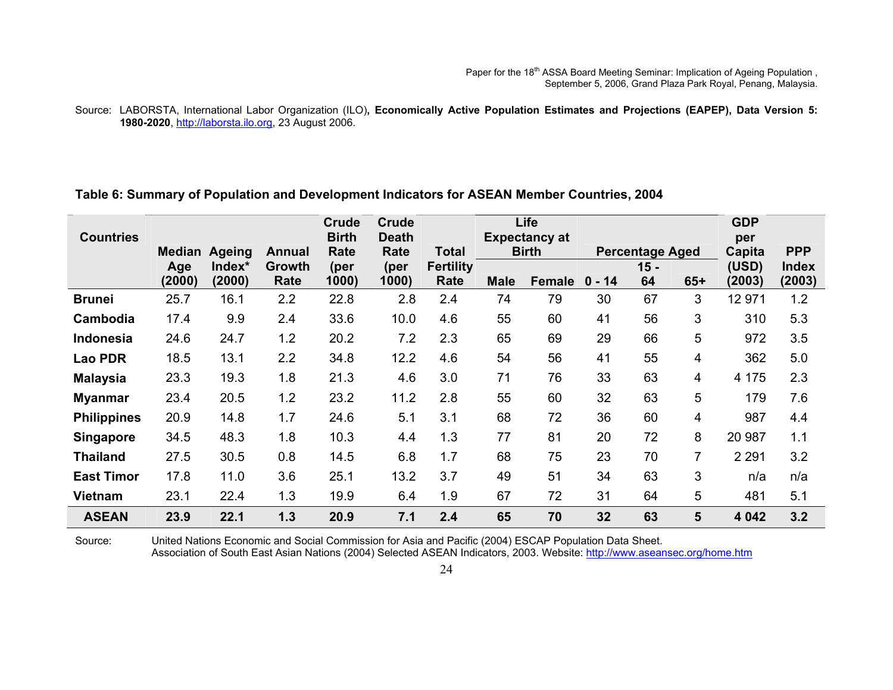Source: LABORSTA, International Labor Organization (ILO), **Economically Active Population Estimates and Projections (EAPEP), Data Version 5: 1980-2020**, http://laborsta.ilo.org, 23 August 2006.

**Table 6: Summary of Population and Development Indicators for ASEAN Member Countries, 2004**

| Countries | Median Age (2000) | Ageing Index* (2000) | Annual Growth Rate | Crude Birth Rate (per 1000) | Crude Death Rate (per 1000) | Total Fertility Rate | Life Expectancy at Birth | | Percentage Aged | | | GDP per Capita (USD) (2003) | PPP Index (2003) |
|---|---|---|---|---|---|---|---|---|---|---|---|---|---|
| | | | | | | | Male | Female | 0 - 14 | 15 - 64 | 65+ | | |
| **Brunei** | 25.7 | 16.1 | 2.2 | 22.8 | 2.8 | 2.4 | 74 | 79 | 30 | 67 | 3 | 12 971 | 1.2 |
| **Cambodia** | 17.4 | 9.9 | 2.4 | 33.6 | 10.0 | 4.6 | 55 | 60 | 41 | 56 | 3 | 310 | 5.3 |
| **Indonesia** | 24.6 | 24.7 | 1.2 | 20.2 | 7.2 | 2.3 | 65 | 69 | 29 | 66 | 5 | 972 | 3.5 |
| **Lao PDR** | 18.5 | 13.1 | 2.2 | 34.8 | 12.2 | 4.6 | 54 | 56 | 41 | 55 | 4 | 362 | 5.0 |
| **Malaysia** | 23.3 | 19.3 | 1.8 | 21.3 | 4.6 | 3.0 | 71 | 76 | 33 | 63 | 4 | 4 175 | 2.3 |
| **Myanmar** | 23.4 | 20.5 | 1.2 | 23.2 | 11.2 | 2.8 | 55 | 60 | 32 | 63 | 5 | 179 | 7.6 |
| **Philippines** | 20.9 | 14.8 | 1.7 | 24.6 | 5.1 | 3.1 | 68 | 72 | 36 | 60 | 4 | 987 | 4.4 |
| **Singapore** | 34.5 | 48.3 | 1.8 | 10.3 | 4.4 | 1.3 | 77 | 81 | 20 | 72 | 8 | 20 987 | 1.1 |
| **Thailand** | 27.5 | 30.5 | 0.8 | 14.5 | 6.8 | 1.7 | 68 | 75 | 23 | 70 | 7 | 2 291 | 3.2 |
| **East Timor** | 17.8 | 11.0 | 3.6 | 25.1 | 13.2 | 3.7 | 49 | 51 | 34 | 63 | 3 | n/a | n/a |
| **Vietnam** | 23.1 | 22.4 | 1.3 | 19.9 | 6.4 | 1.9 | 67 | 72 | 31 | 64 | 5 | 481 | 5.1 |
| **ASEAN** | **23.9** | **22.1** | **1.3** | **20.9** | **7.1** | **2.4** | **65** | **70** | **32** | **63** | **5** | **4 042** | **3.2** |

Source: United Nations Economic and Social Commission for Asia and Pacific (2004) ESCAP Population Data Sheet.
Association of South East Asian Nations (2004) Selected ASEAN Indicators, 2003. Website: http://www.aseansec.org/home.htm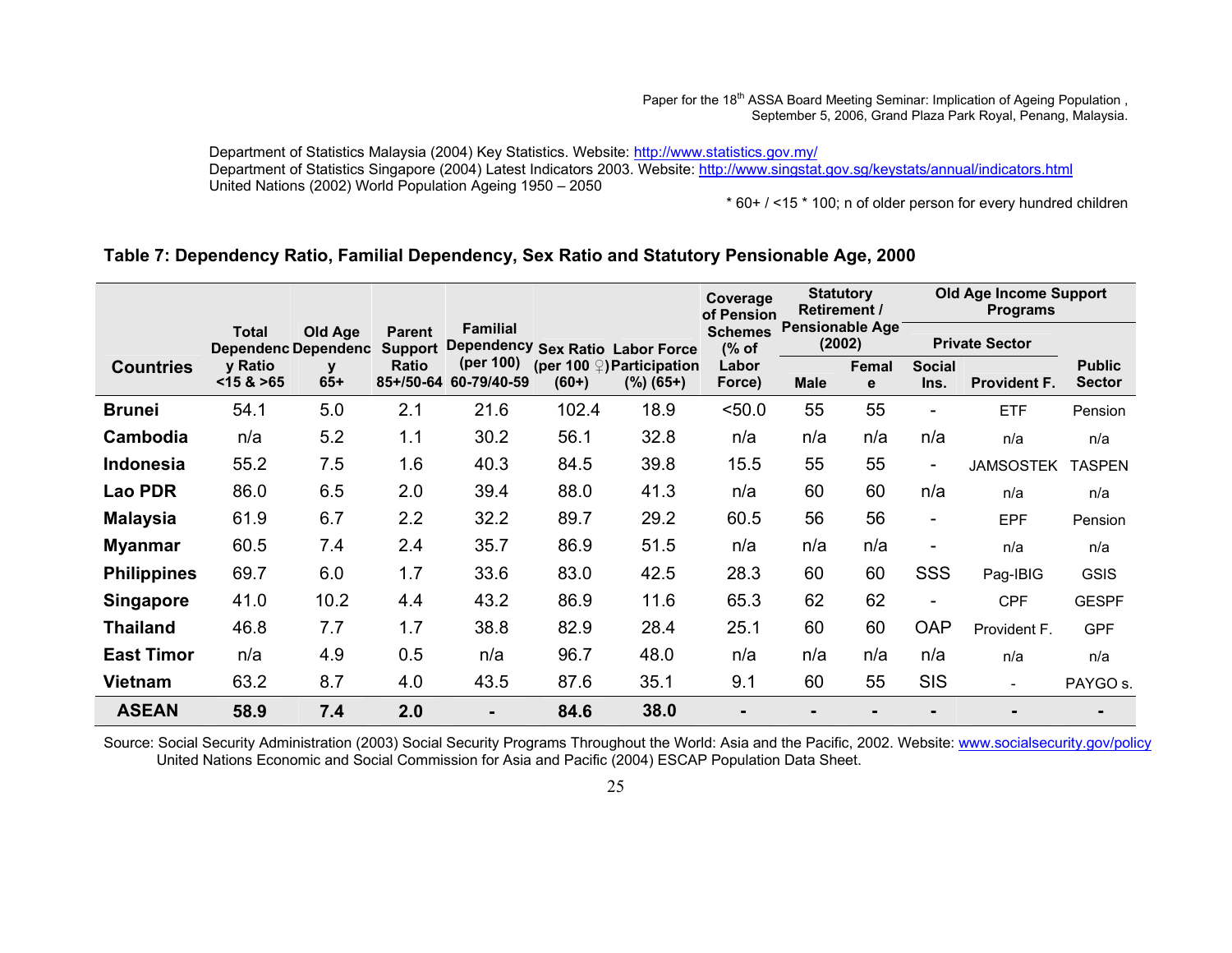Department of Statistics Malaysia (2004) Key Statistics. Website: http://www.statistics.gov.my/
Department of Statistics Singapore (2004) Latest Indicators 2003. Website: http://www.singstat.gov.sg/keystats/annual/indicators.html
United Nations (2002) World Population Ageing 1950 – 2050

\* 60+ / <15 \* 100; n of older person for every hundred children

**Table 7: Dependency Ratio, Familial Dependency, Sex Ratio and Statutory Pensionable Age, 2000**

| Countries | Total Dependency Ratio <15 & >65 | Old Age Dependency 65+ | Parent Support Ratio 85+/50-64 | Familial Dependency (per 100) 60-79/40-59 | Sex Ratio (per 100 ♀) (60+) | Labor Force Participation (%) (65+) | Coverage of Pension Schemes (% of Labor Force) | Statutory Retirement / Pensionable Age (2002) | | Old Age Income Support Programs | | |
|---|---|---|---|---|---|---|---|---|---|---|---|---|
| | | | | | | | | | | Private Sector | | |
| | | | | | | | | Male | Female | Social Ins. | Provident F. | Public Sector |
| **Brunei** | 54.1 | 5.0 | 2.1 | 21.6 | 102.4 | 18.9 | <50.0 | 55 | 55 | - | ETF | Pension |
| **Cambodia** | n/a | 5.2 | 1.1 | 30.2 | 56.1 | 32.8 | n/a | n/a | n/a | n/a | n/a | n/a |
| **Indonesia** | 55.2 | 7.5 | 1.6 | 40.3 | 84.5 | 39.8 | 15.5 | 55 | 55 | - | JAMSOSTEK | TASPEN |
| **Lao PDR** | 86.0 | 6.5 | 2.0 | 39.4 | 88.0 | 41.3 | n/a | 60 | 60 | n/a | n/a | n/a |
| **Malaysia** | 61.9 | 6.7 | 2.2 | 32.2 | 89.7 | 29.2 | 60.5 | 56 | 56 | - | EPF | Pension |
| **Myanmar** | 60.5 | 7.4 | 2.4 | 35.7 | 86.9 | 51.5 | n/a | n/a | n/a | - | n/a | n/a |
| **Philippines** | 69.7 | 6.0 | 1.7 | 33.6 | 83.0 | 42.5 | 28.3 | 60 | 60 | SSS | Pag-IBIG | GSIS |
| **Singapore** | 41.0 | 10.2 | 4.4 | 43.2 | 86.9 | 11.6 | 65.3 | 62 | 62 | - | CPF | GESPF |
| **Thailand** | 46.8 | 7.7 | 1.7 | 38.8 | 82.9 | 28.4 | 25.1 | 60 | 60 | OAP | Provident F. | GPF |
| **East Timor** | n/a | 4.9 | 0.5 | n/a | 96.7 | 48.0 | n/a | n/a | n/a | n/a | n/a | n/a |
| **Vietnam** | 63.2 | 8.7 | 4.0 | 43.5 | 87.6 | 35.1 | 9.1 | 60 | 55 | SIS | - | PAYGO s. |
| **ASEAN** | **58.9** | **7.4** | **2.0** | **-** | **84.6** | **38.0** | **-** | **-** | **-** | **-** | **-** | **-** |

Source: Social Security Administration (2003) Social Security Programs Throughout the World: Asia and the Pacific, 2002. Website: www.socialsecurity.gov/policy
United Nations Economic and Social Commission for Asia and Pacific (2004) ESCAP Population Data Sheet.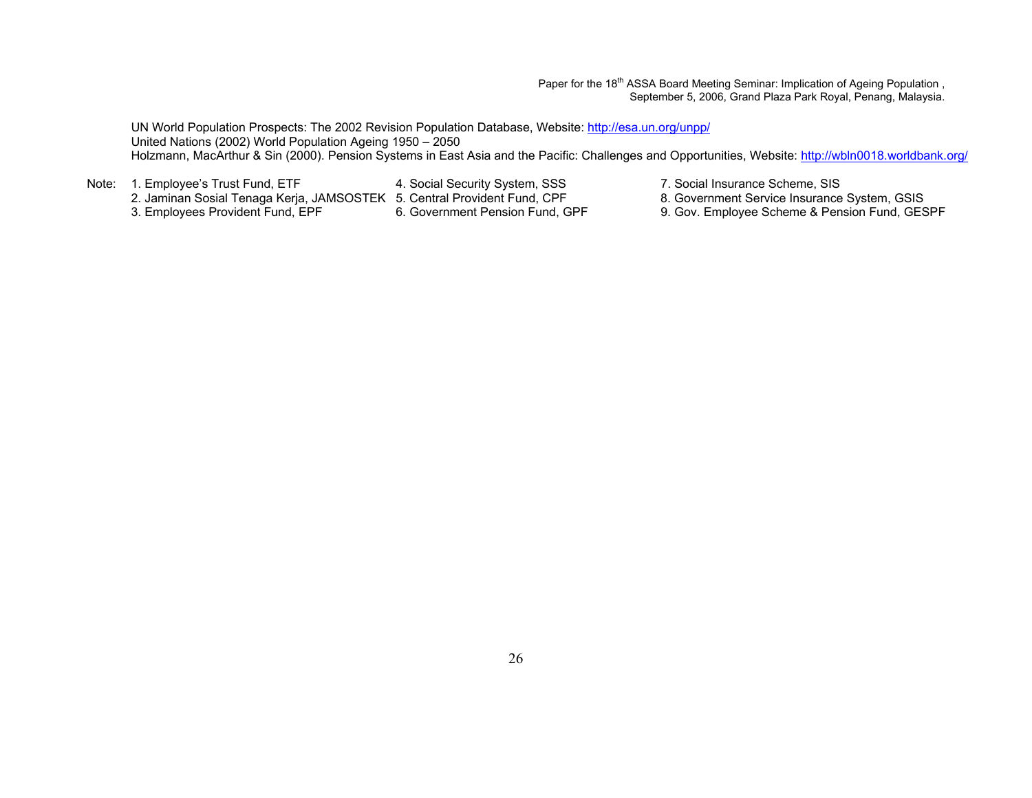UN World Population Prospects: The 2002 Revision Population Database, Website: http://esa.un.org/unpp/
United Nations (2002) World Population Ageing 1950 – 2050
Holzmann, MacArthur & Sin (2000). Pension Systems in East Asia and the Pacific: Challenges and Opportunities, Website: http://wbln0018.worldbank.org/

Note:
1. Employee's Trust Fund, ETF
2. Jaminan Sosial Tenaga Kerja, JAMSOSTEK
3. Employees Provident Fund, EPF
4. Social Security System, SSS
5. Central Provident Fund, CPF
6. Government Pension Fund, GPF
7. Social Insurance Scheme, SIS
8. Government Service Insurance System, GSIS
9. Gov. Employee Scheme & Pension Fund, GESPF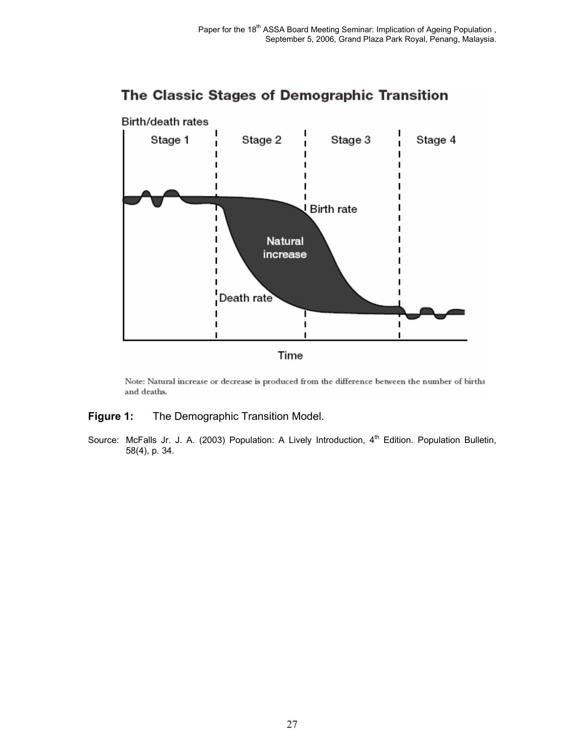**The Classic Stages of Demographic Transition**

Birth/death rates

Stage 1 | Stage 2 | Stage 3 | Stage 4

Birth rate

Natural increase

Death rate

Time

Note: Natural increase or decrease is produced from the difference between the number of births and deaths.

**Figure 1:** The Demographic Transition Model.

Source: McFalls Jr. J. A. (2003) Population: A Lively Introduction, 4th Edition. Population Bulletin, 58(4), p. 34.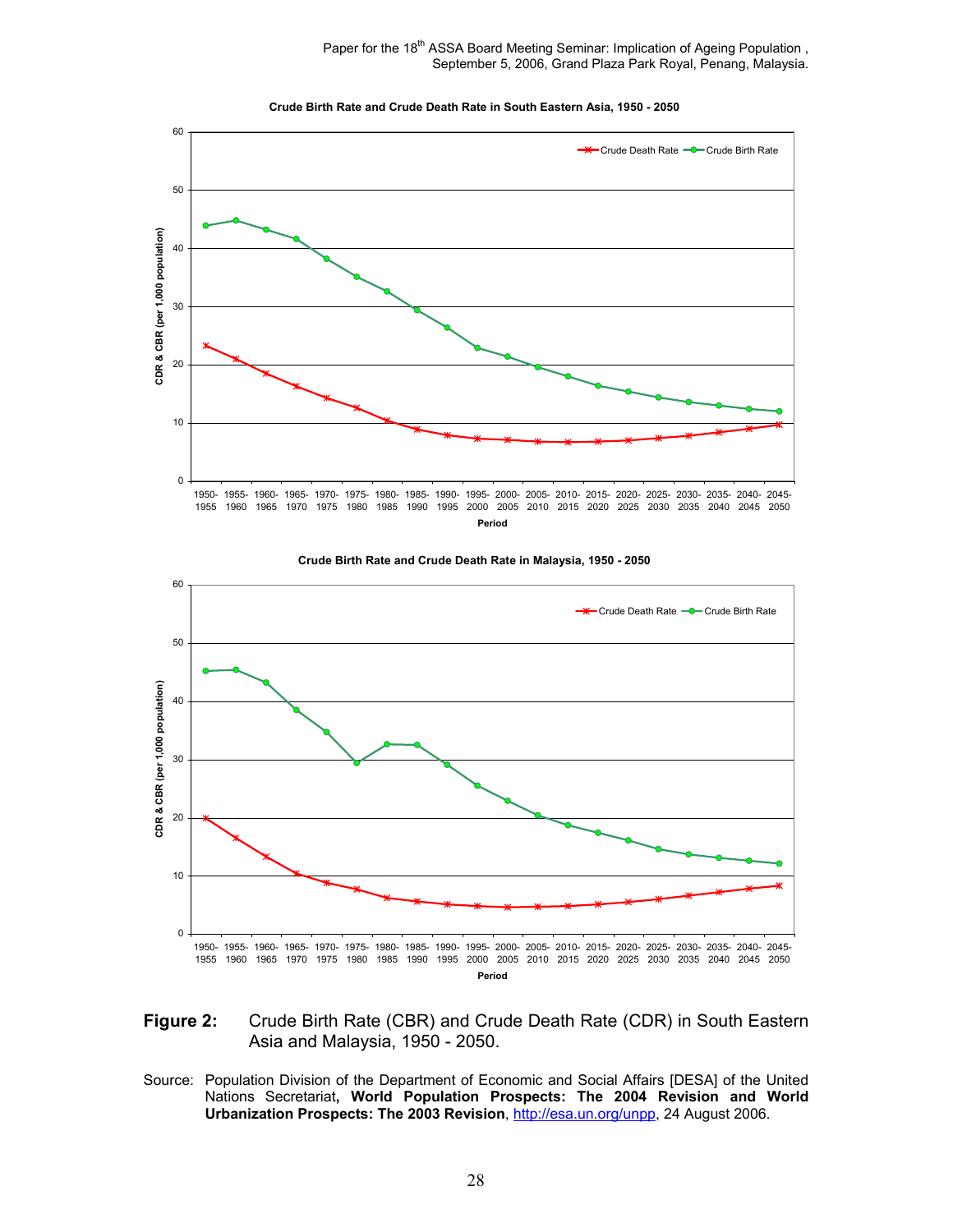**Crude Birth Rate and Crude Death Rate in South Eastern Asia, 1950 - 2050**

**Crude Birth Rate and Crude Death Rate in Malaysia, 1950 - 2050**

**Figure 2:** Crude Birth Rate (CBR) and Crude Death Rate (CDR) in South Eastern Asia and Malaysia, 1950 - 2050.

Source: Population Division of the Department of Economic and Social Affairs [DESA] of the United Nations Secretariat, **World Population Prospects: The 2004 Revision and World Urbanization Prospects: The 2003 Revision**, http://esa.un.org/unpp, 24 August 2006.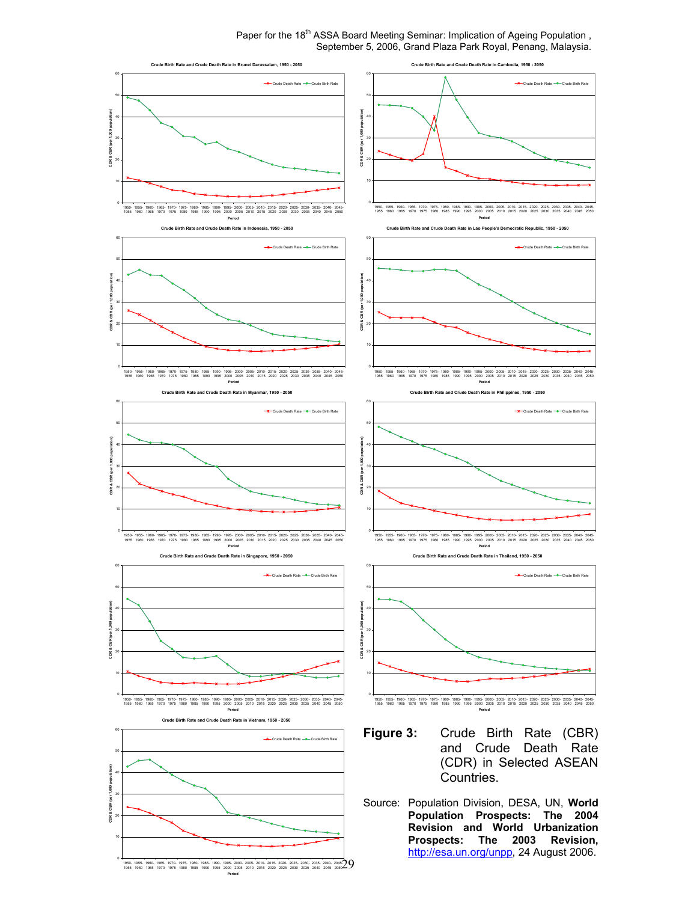Crude Birth Rate and Crude Death Rate in Brunei Darussalam, 1950 - 2050

Crude Birth Rate and Crude Death Rate in Cambodia, 1950 - 2050

Crude Birth Rate and Crude Death Rate in Indonesia, 1950 - 2050

Crude Birth Rate and Crude Death Rate in Lao People's Democratic Republic, 1950 - 2050

Crude Birth Rate and Crude Death Rate in Myanmar, 1950 - 2050

Crude Birth Rate and Crude Death Rate in Philippines, 1950 - 2050

Crude Birth Rate and Crude Death Rate in Singapore, 1950 - 2050

Crude Birth Rate and Crude Death Rate in Thailand, 1950 - 2050

Crude Birth Rate and Crude Death Rate in Vietnam, 1950 - 2050

**Figure 3:** Crude Birth Rate (CBR) and Crude Death Rate (CDR) in Selected ASEAN Countries.

Source: Population Division, DESA, UN, **World Population Prospects: The 2004 Revision and World Urbanization Prospects: The 2003 Revision**, http://esa.un.org/unpp, 24 August 2006.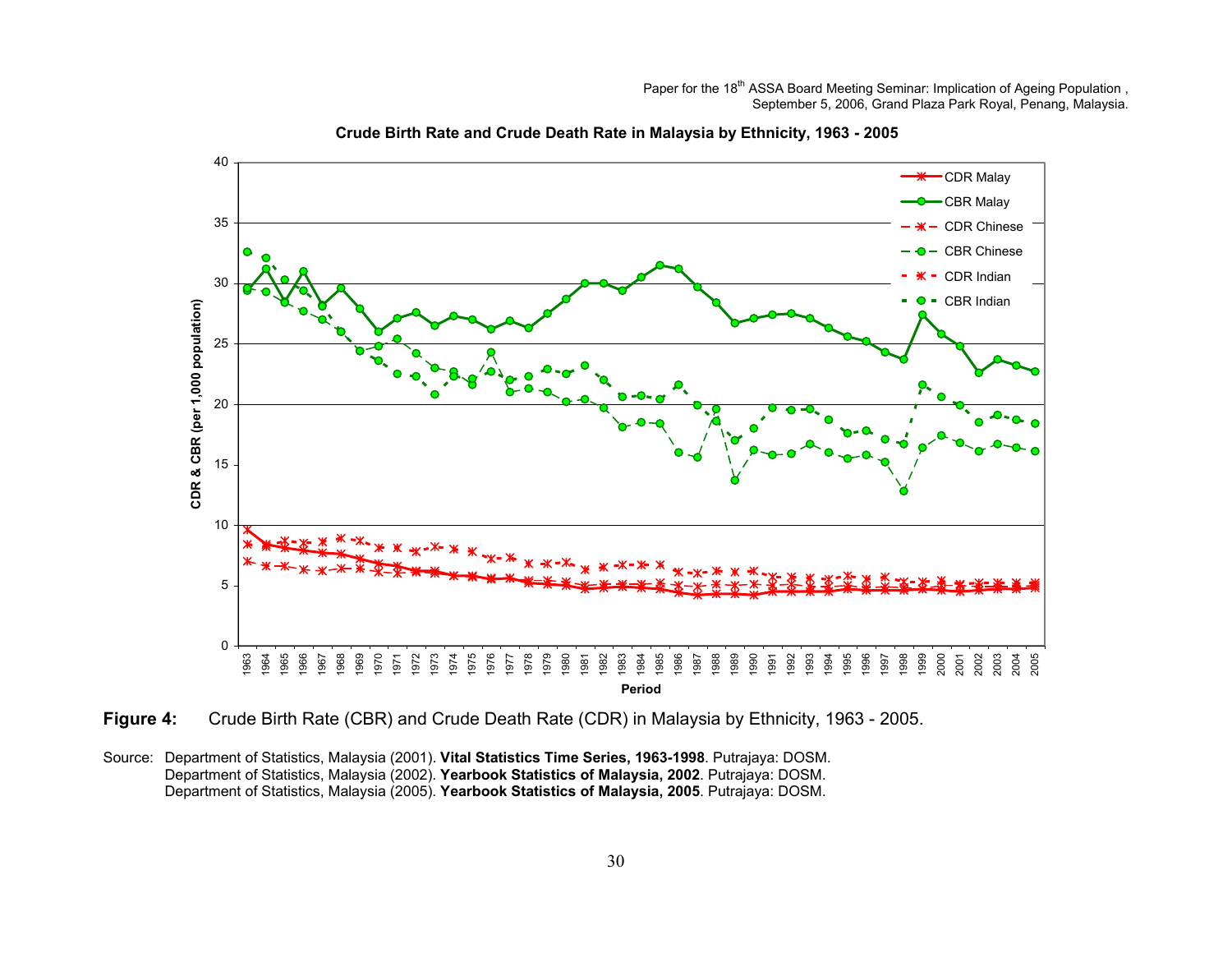**Figure 4:** Crude Birth Rate (CBR) and Crude Death Rate (CDR) in Malaysia by Ethnicity, 1963 - 2005.

Source: Department of Statistics, Malaysia (2001). **Vital Statistics Time Series, 1963-1998**. Putrajaya: DOSM.
Department of Statistics, Malaysia (2002). **Yearbook Statistics of Malaysia, 2002**. Putrajaya: DOSM.
Department of Statistics, Malaysia (2005). **Yearbook Statistics of Malaysia, 2005**. Putrajaya: DOSM.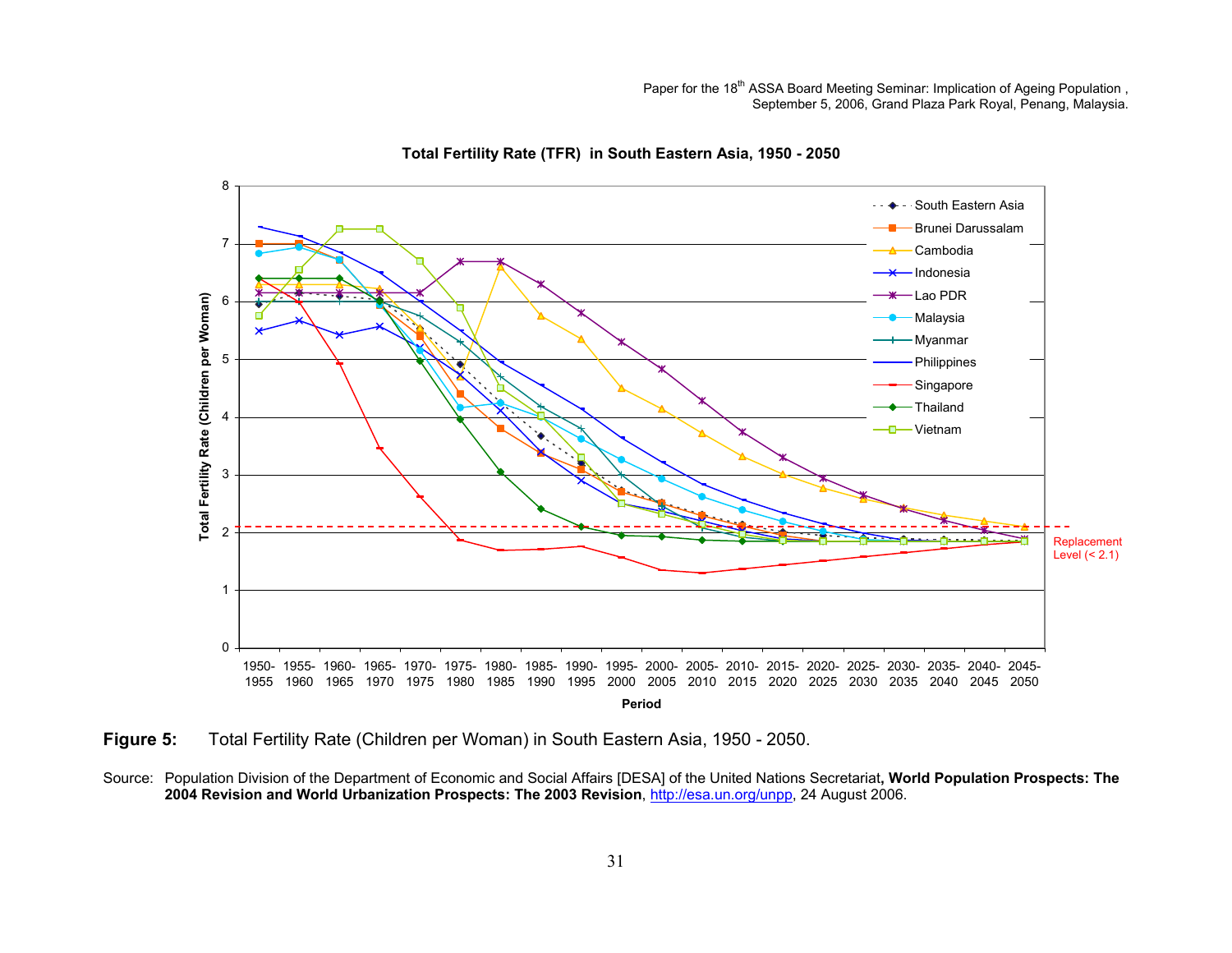**Figure 5:** Total Fertility Rate (Children per Woman) in South Eastern Asia, 1950 - 2050.

Source: Population Division of the Department of Economic and Social Affairs [DESA] of the United Nations Secretariat**, World Population Prospects: The 2004 Revision and World Urbanization Prospects: The 2003 Revision**, http://esa.un.org/unpp, 24 August 2006.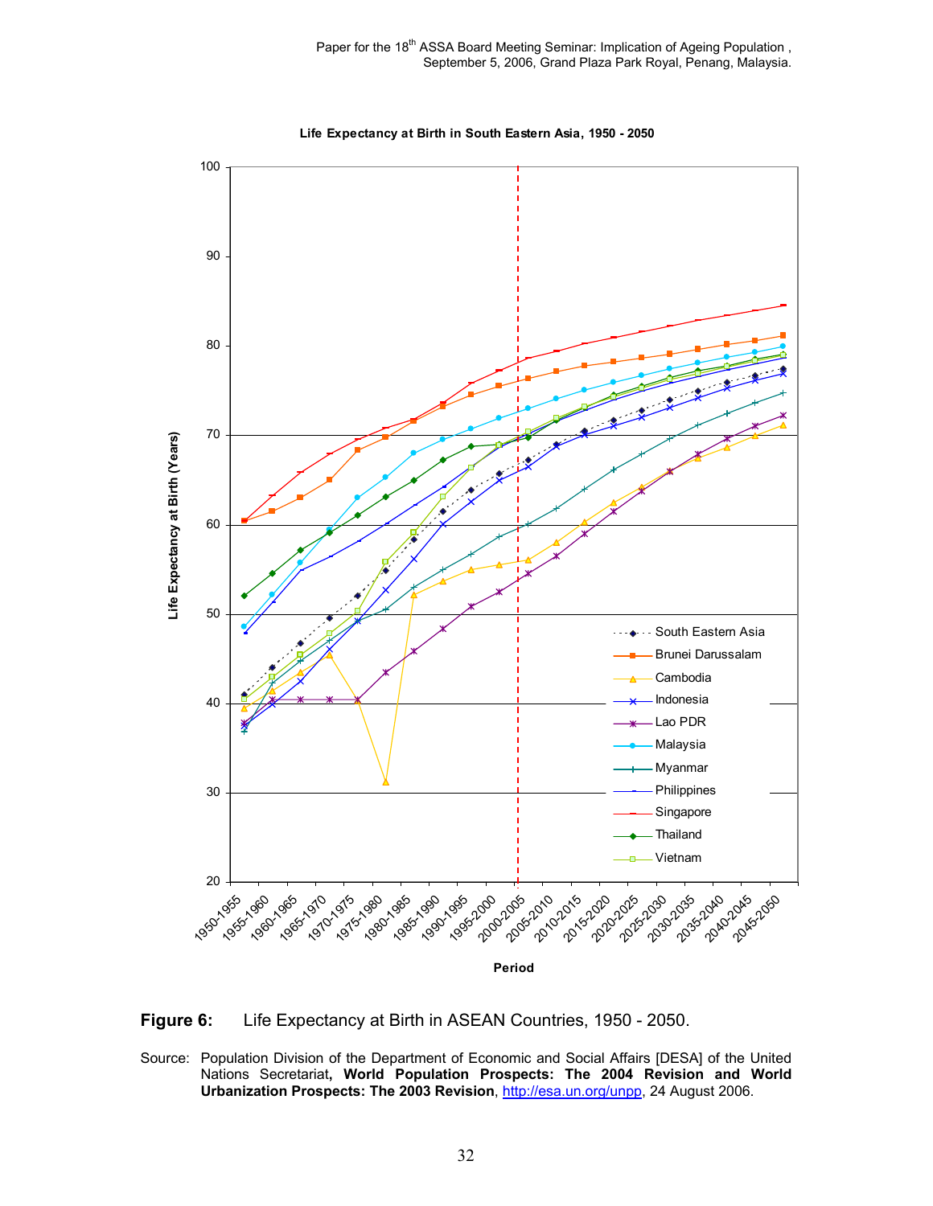**Figure 6:** Life Expectancy at Birth in ASEAN Countries, 1950 - 2050.

Source: Population Division of the Department of Economic and Social Affairs [DESA] of the United Nations Secretariat, **World Population Prospects: The 2004 Revision and World Urbanization Prospects: The 2003 Revision**, http://esa.un.org/unpp, 24 August 2006.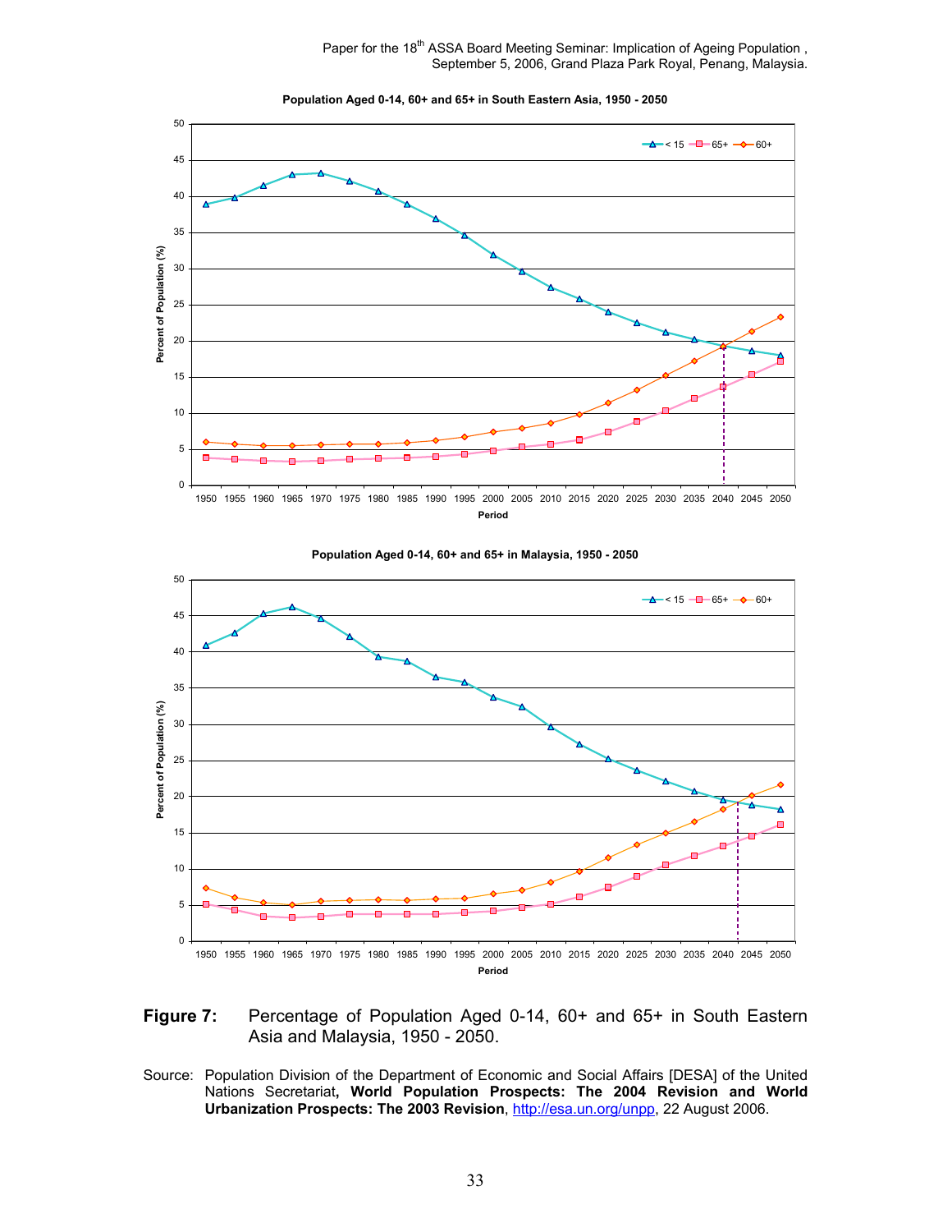**Population Aged 0-14, 60+ and 65+ in South Eastern Asia, 1950 - 2050**

**Population Aged 0-14, 60+ and 65+ in Malaysia, 1950 - 2050**

**Figure 7:** Percentage of Population Aged 0-14, 60+ and 65+ in South Eastern Asia and Malaysia, 1950 - 2050.

Source: Population Division of the Department of Economic and Social Affairs [DESA] of the United Nations Secretariat**, World Population Prospects: The 2004 Revision and World Urbanization Prospects: The 2003 Revision**, http://esa.un.org/unpp, 22 August 2006.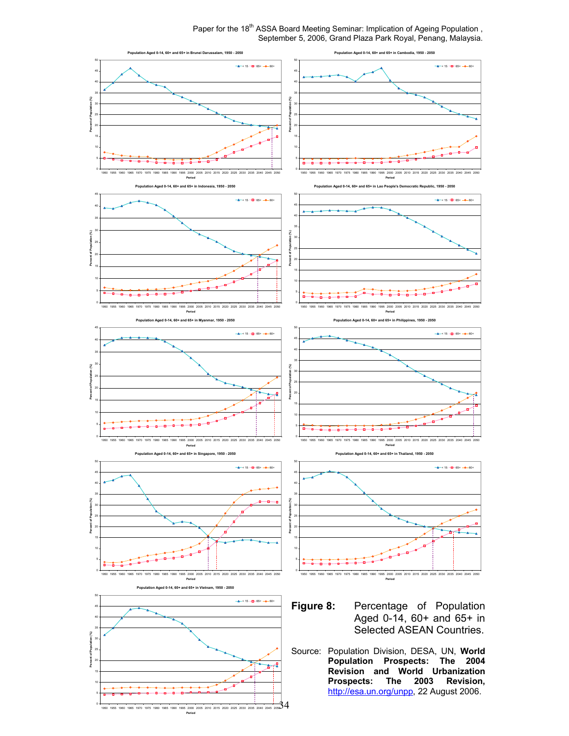Population Aged 0-14, 60+ and 65+ in Brunei Darussalam, 1950 - 2050

Population Aged 0-14, 60+ and 65+ in Cambodia, 1950 - 2050

Population Aged 0-14, 60+ and 65+ in Indonesia, 1950 - 2050

Population Aged 0-14, 60+ and 65+ in Lao People's Democratic Republic, 1950 - 2050

Population Aged 0-14, 60+ and 65+ in Myanmar, 1950 - 2050

Population Aged 0-14, 60+ and 65+ in Philippines, 1950 - 2050

Population Aged 0-14, 60+ and 65+ in Singapore, 1950 - 2050

Population Aged 0-14, 60+ and 65+ in Thailand, 1950 - 2050

Population Aged 0-14, 60+ and 65+ in Vietnam, 1950 - 2050

**Figure 8:** Percentage of Population Aged 0-14, 60+ and 65+ in Selected ASEAN Countries.

Source: Population Division, DESA, UN, **World Population Prospects: The 2004 Revision and World Urbanization Prospects: The 2003 Revision,** http://esa.un.org/unpp, 22 August 2006.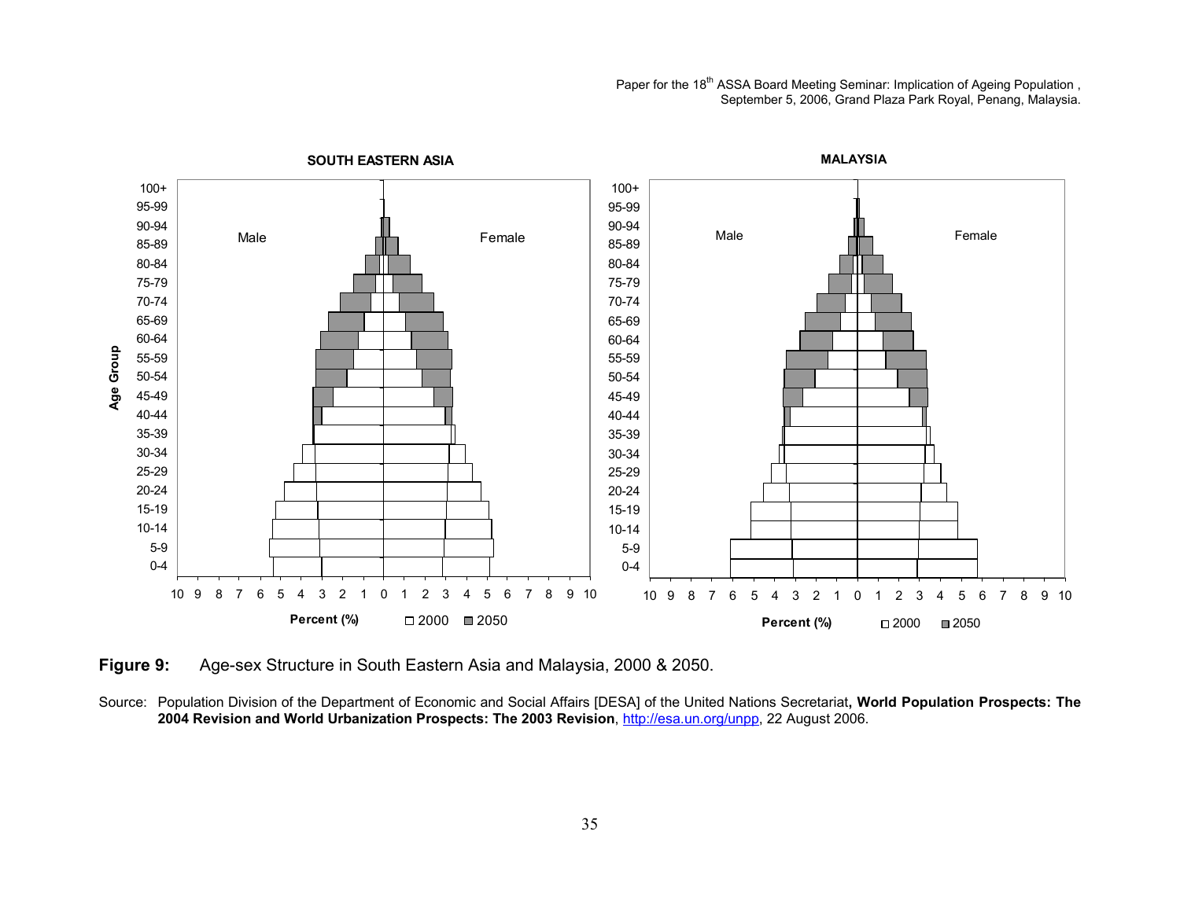**Figure 9:** Age-sex Structure in South Eastern Asia and Malaysia, 2000 & 2050.

Source: Population Division of the Department of Economic and Social Affairs [DESA] of the United Nations Secretariat**, World Population Prospects: The 2004 Revision and World Urbanization Prospects: The 2003 Revision**, http://esa.un.org/unpp, 22 August 2006.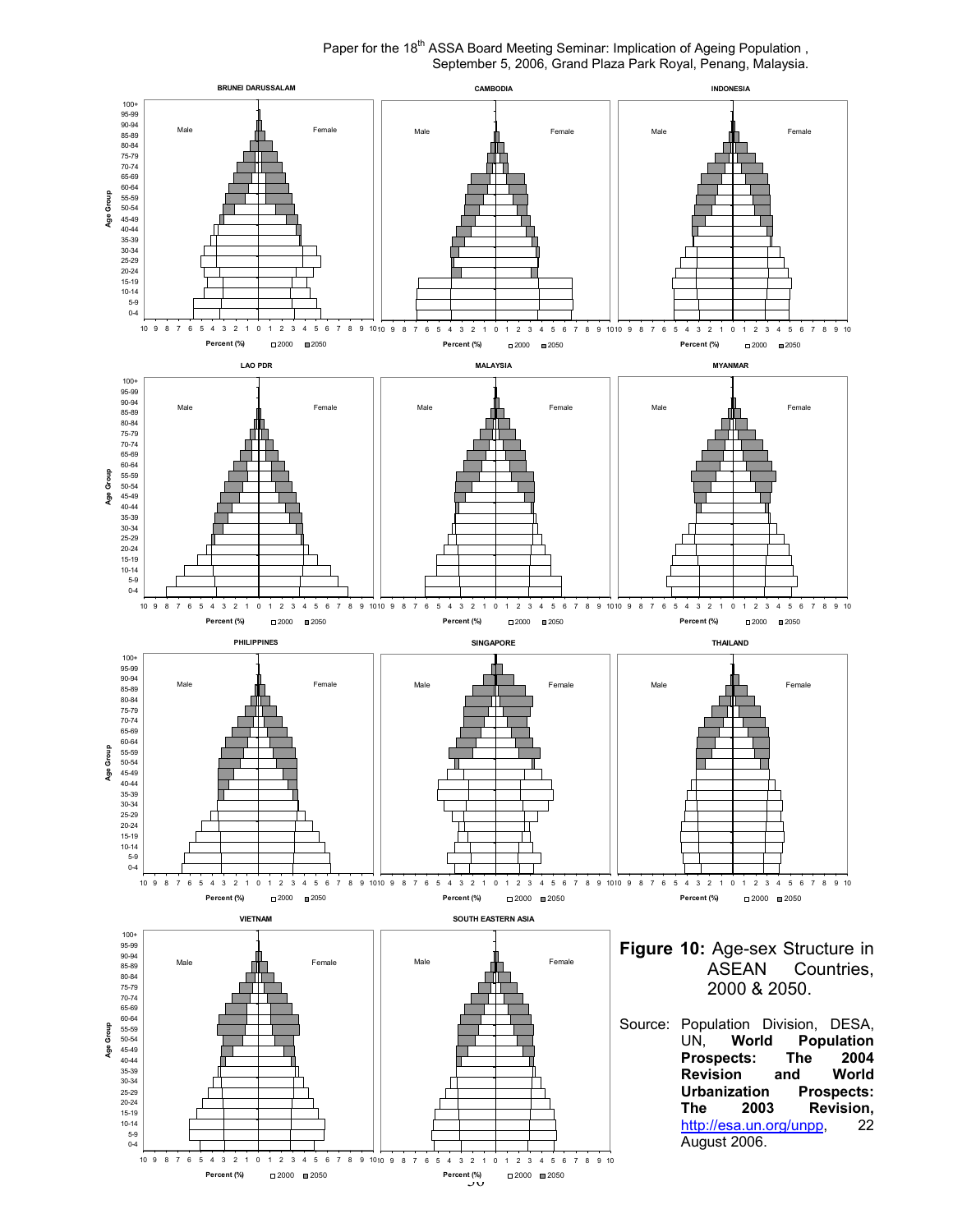BRUNEI DARUSSALAM

CAMBODIA

INDONESIA

LAO PDR

MALAYSIA

MYANMAR

PHILIPPINES

SINGAPORE

THAILAND

VIETNAM

SOUTH EASTERN ASIA

Age Group

100+
95-99
90-94
85-89
80-84
75-79
70-74
65-69
60-64
55-59
50-54
45-49
40-44
35-39
30-34
25-29
20-24
15-19
10-14
5-9
0-4

Male

Female

10 9 8 7 6 5 4 3 2 1 0 1 2 3 4 5 6 7 8 9 10

Percent (%)

2000 2050

**Figure 10:** Age-sex Structure in ASEAN Countries, 2000 & 2050.

Source: Population Division, DESA, UN, **World Population Prospects: The 2004 Revision and World Urbanization Prospects: The 2003 Revision,** http://esa.un.org/unpp, 22 August 2006.